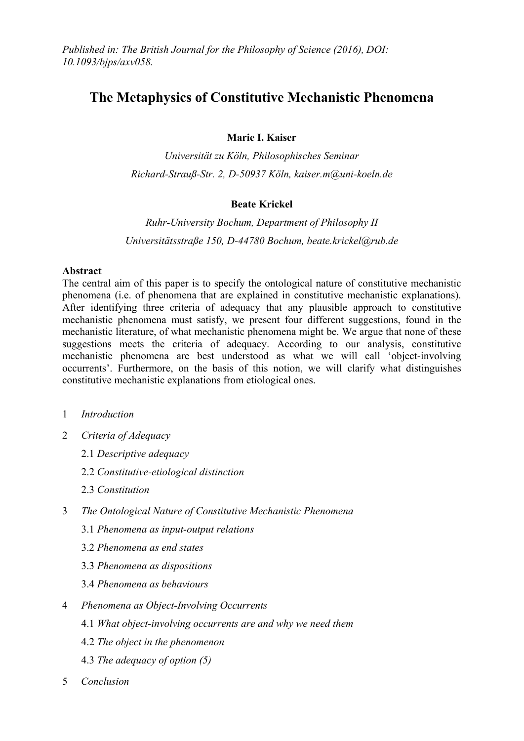*Published in: The British Journal for the Philosophy of Science (2016), DOI: 10.1093/bjps/axv058.*

# The Metaphysics of Constitutive Mechanistic Phenomena

**Marie I. Kaiser**

*Universität zu Köln, Philosophisches Seminar*

*Richard-Strauß-Str. 2, D-50937 Köln, kaiser.m@uni-koeln.de*

**Beate Krickel**

*Ruhr-University Bochum, Department of Philosophy II*

*Universitätsstraße 150, D-44780 Bochum, beate.krickel@rub.de*

**Abstract**

The central aim of this paper is to specify the ontological nature of constitutive mechanistic phenomena (i.e. of phenomena that are explained in constitutive mechanistic explanations). After identifying three criteria of adequacy that any plausible approach to constitutive mechanistic phenomena must satisfy, we present four different suggestions, found in the mechanistic literature, of what mechanistic phenomena might be. We argue that none of these suggestions meets the criteria of adequacy. According to our analysis, constitutive mechanistic phenomena are best understood as what we will call 'object-involving occurrents'. Furthermore, on the basis of this notion, we will clarify what distinguishes constitutive mechanistic explanations from etiological ones.

1 *Introduction*

2 *Criteria of Adequacy*

- 2.1 *Descriptive adequacy*
- 2.2 *Constitutive-etiological distinction*
- 2.3 *Constitution*

3 *The Ontological Nature of Constitutive Mechanistic Phenomena*

- 3.1 *Phenomena as input-output relations*
- 3.2 *Phenomena as end states*
- 3.3 *Phenomena as dispositions*
- 3.4 *Phenomena as behaviours*

4 *Phenomena as Object-Involving Occurrents*

- 4.1 *What object-involving occurrents are and why we need them*
- 4.2 *The object in the phenomenon*
- 4.3 *The adequacy of option (5)*

5 *Conclusion*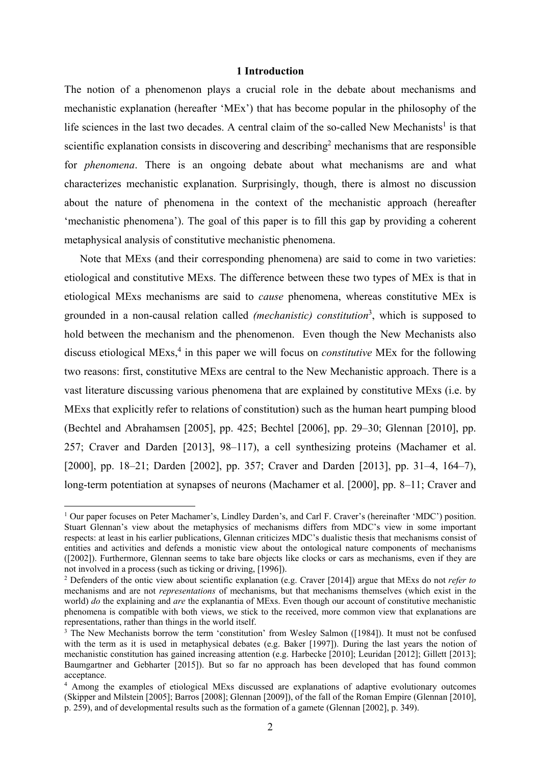## 1 Introduction

The notion of a phenomenon plays a crucial role in the debate about mechanisms and mechanistic explanation (hereafter 'MEx') that has become popular in the philosophy of the life sciences in the last two decades. A central claim of the so-called New Mechanists[1] is that scientific explanation consists in discovering and describing[2] mechanisms that are responsible for *phenomena*. There is an ongoing debate about what mechanisms are and what characterizes mechanistic explanation. Surprisingly, though, there is almost no discussion about the nature of phenomena in the context of the mechanistic approach (hereafter 'mechanistic phenomena'). The goal of this paper is to fill this gap by providing a coherent metaphysical analysis of constitutive mechanistic phenomena.

Note that MExs (and their corresponding phenomena) are said to come in two varieties: etiological and constitutive MExs. The difference between these two types of MEx is that in etiological MExs mechanisms are said to *cause* phenomena, whereas constitutive MEx is grounded in a non-causal relation called *(mechanistic) constitution*[3], which is supposed to hold between the mechanism and the phenomenon. Even though the New Mechanists also discuss etiological MExs,[4] in this paper we will focus on *constitutive* MEx for the following two reasons: first, constitutive MExs are central to the New Mechanistic approach. There is a vast literature discussing various phenomena that are explained by constitutive MExs (i.e. by MExs that explicitly refer to relations of constitution) such as the human heart pumping blood (Bechtel and Abrahamsen [2005], pp. 425; Bechtel [2006], pp. 29–30; Glennan [2010], pp. 257; Craver and Darden [2013], 98–117), a cell synthesizing proteins (Machamer et al. [2000], pp. 18–21; Darden [2002], pp. 357; Craver and Darden [2013], pp. 31–4, 164–7), long-term potentiation at synapses of neurons (Machamer et al. [2000], pp. 8–11; Craver and

[1] Our paper focuses on Peter Machamer's, Lindley Darden's, and Carl F. Craver's (hereinafter 'MDC') position. Stuart Glennan's view about the metaphysics of mechanisms differs from MDC's view in some important respects: at least in his earlier publications, Glennan criticizes MDC's dualistic thesis that mechanisms consist of entities and activities and defends a monistic view about the ontological nature components of mechanisms ([2002]). Furthermore, Glennan seems to take bare objects like clocks or cars as mechanisms, even if they are not involved in a process (such as ticking or driving, [1996]).

[2] Defenders of the ontic view about scientific explanation (e.g. Craver [2014]) argue that MExs do not *refer to* mechanisms and are not *representations* of mechanisms, but that mechanisms themselves (which exist in the world) *do* the explaining and *are* the explanantia of MExs. Even though our account of constitutive mechanistic phenomena is compatible with both views, we stick to the received, more common view that explanations are representations, rather than things in the world itself.

[3] The New Mechanists borrow the term 'constitution' from Wesley Salmon ([1984]). It must not be confused with the term as it is used in metaphysical debates (e.g. Baker [1997]). During the last years the notion of mechanistic constitution has gained increasing attention (e.g. Harbecke [2010]; Leuridan [2012]; Gillett [2013]; Baumgartner and Gebharter [2015]). But so far no approach has been developed that has found common acceptance.

[4] Among the examples of etiological MExs discussed are explanations of adaptive evolutionary outcomes (Skipper and Milstein [2005]; Barros [2008]; Glennan [2009]), of the fall of the Roman Empire (Glennan [2010], p. 259), and of developmental results such as the formation of a gamete (Glennan [2002], p. 349).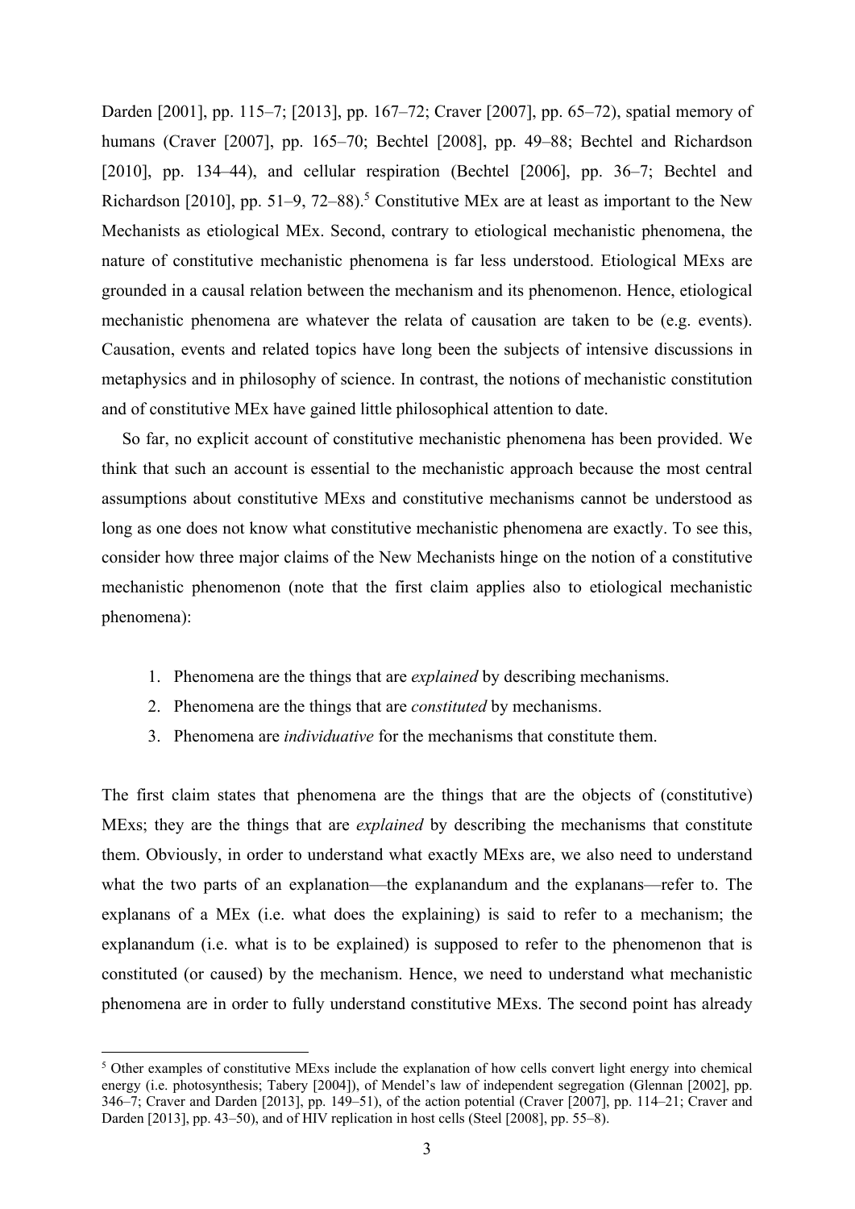Darden [2001], pp. 115–7; [2013], pp. 167–72; Craver [2007], pp. 65–72), spatial memory of humans (Craver [2007], pp. 165–70; Bechtel [2008], pp. 49–88; Bechtel and Richardson [2010], pp. 134–44), and cellular respiration (Bechtel [2006], pp. 36–7; Bechtel and Richardson [2010], pp. 51–9, 72–88).[5] Constitutive MEx are at least as important to the New Mechanists as etiological MEx. Second, contrary to etiological mechanistic phenomena, the nature of constitutive mechanistic phenomena is far less understood. Etiological MExs are grounded in a causal relation between the mechanism and its phenomenon. Hence, etiological mechanistic phenomena are whatever the relata of causation are taken to be (e.g. events). Causation, events and related topics have long been the subjects of intensive discussions in metaphysics and in philosophy of science. In contrast, the notions of mechanistic constitution and of constitutive MEx have gained little philosophical attention to date.

So far, no explicit account of constitutive mechanistic phenomena has been provided. We think that such an account is essential to the mechanistic approach because the most central assumptions about constitutive MExs and constitutive mechanisms cannot be understood as long as one does not know what constitutive mechanistic phenomena are exactly. To see this, consider how three major claims of the New Mechanists hinge on the notion of a constitutive mechanistic phenomenon (note that the first claim applies also to etiological mechanistic phenomena):

1. Phenomena are the things that are *explained* by describing mechanisms.
2. Phenomena are the things that are *constituted* by mechanisms.
3. Phenomena are *individuative* for the mechanisms that constitute them.

The first claim states that phenomena are the things that are the objects of (constitutive) MExs; they are the things that are *explained* by describing the mechanisms that constitute them. Obviously, in order to understand what exactly MExs are, we also need to understand what the two parts of an explanation—the explanandum and the explanans—refer to. The explanans of a MEx (i.e. what does the explaining) is said to refer to a mechanism; the explanandum (i.e. what is to be explained) is supposed to refer to the phenomenon that is constituted (or caused) by the mechanism. Hence, we need to understand what mechanistic phenomena are in order to fully understand constitutive MExs. The second point has already

[5] Other examples of constitutive MExs include the explanation of how cells convert light energy into chemical energy (i.e. photosynthesis; Tabery [2004]), of Mendel's law of independent segregation (Glennan [2002], pp. 346–7; Craver and Darden [2013], pp. 149–51), of the action potential (Craver [2007], pp. 114–21; Craver and Darden [2013], pp. 43–50), and of HIV replication in host cells (Steel [2008], pp. 55–8).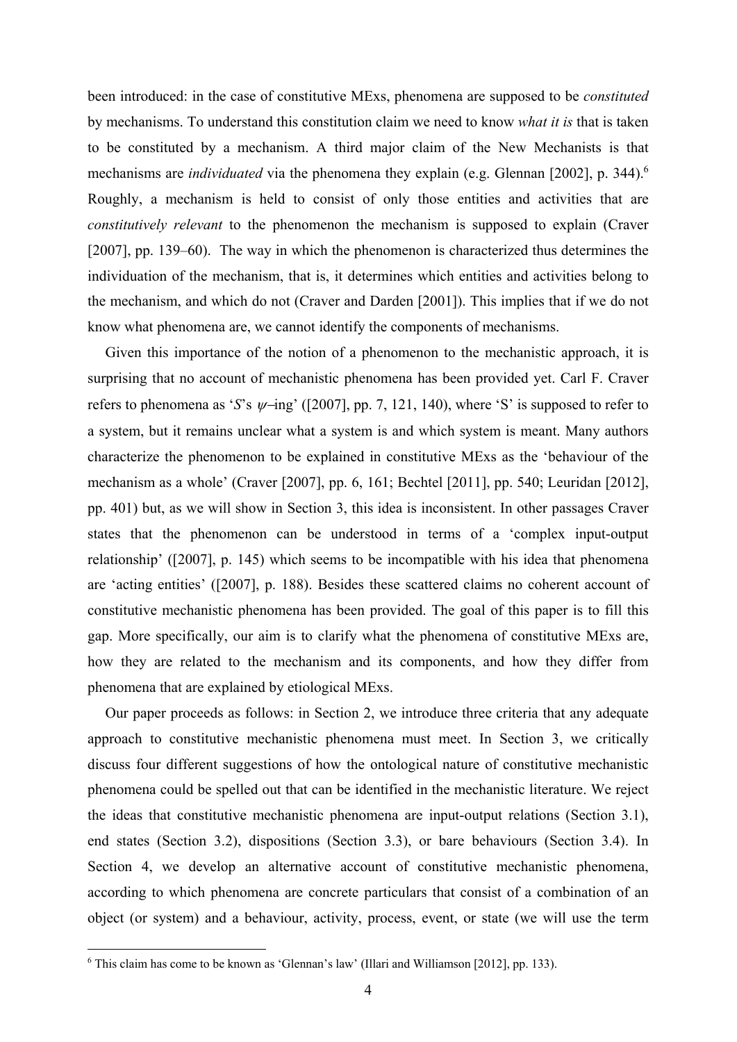been introduced: in the case of constitutive MExs, phenomena are supposed to be *constituted* by mechanisms. To understand this constitution claim we need to know *what it is* that is taken to be constituted by a mechanism. A third major claim of the New Mechanists is that mechanisms are *individuated* via the phenomena they explain (e.g. Glennan [2002], p. 344).[6] Roughly, a mechanism is held to consist of only those entities and activities that are *constitutively relevant* to the phenomenon the mechanism is supposed to explain (Craver [2007], pp. 139–60). The way in which the phenomenon is characterized thus determines the individuation of the mechanism, that is, it determines which entities and activities belong to the mechanism, and which do not (Craver and Darden [2001]). This implies that if we do not know what phenomena are, we cannot identify the components of mechanisms.

Given this importance of the notion of a phenomenon to the mechanistic approach, it is surprising that no account of mechanistic phenomena has been provided yet. Carl F. Craver refers to phenomena as '*S*'s $\psi$–ing' ([2007], pp. 7, 121, 140), where 'S' is supposed to refer to a system, but it remains unclear what a system is and which system is meant. Many authors characterize the phenomenon to be explained in constitutive MExs as the 'behaviour of the mechanism as a whole' (Craver [2007], pp. 6, 161; Bechtel [2011], pp. 540; Leuridan [2012], pp. 401) but, as we will show in Section 3, this idea is inconsistent. In other passages Craver states that the phenomenon can be understood in terms of a 'complex input-output relationship' ([2007], p. 145) which seems to be incompatible with his idea that phenomena are 'acting entities' ([2007], p. 188). Besides these scattered claims no coherent account of constitutive mechanistic phenomena has been provided. The goal of this paper is to fill this gap. More specifically, our aim is to clarify what the phenomena of constitutive MExs are, how they are related to the mechanism and its components, and how they differ from phenomena that are explained by etiological MExs.

Our paper proceeds as follows: in Section 2, we introduce three criteria that any adequate approach to constitutive mechanistic phenomena must meet. In Section 3, we critically discuss four different suggestions of how the ontological nature of constitutive mechanistic phenomena could be spelled out that can be identified in the mechanistic literature. We reject the ideas that constitutive mechanistic phenomena are input-output relations (Section 3.1), end states (Section 3.2), dispositions (Section 3.3), or bare behaviours (Section 3.4). In Section 4, we develop an alternative account of constitutive mechanistic phenomena, according to which phenomena are concrete particulars that consist of a combination of an object (or system) and a behaviour, activity, process, event, or state (we will use the term

[6] This claim has come to be known as 'Glennan's law' (Illari and Williamson [2012], pp. 133).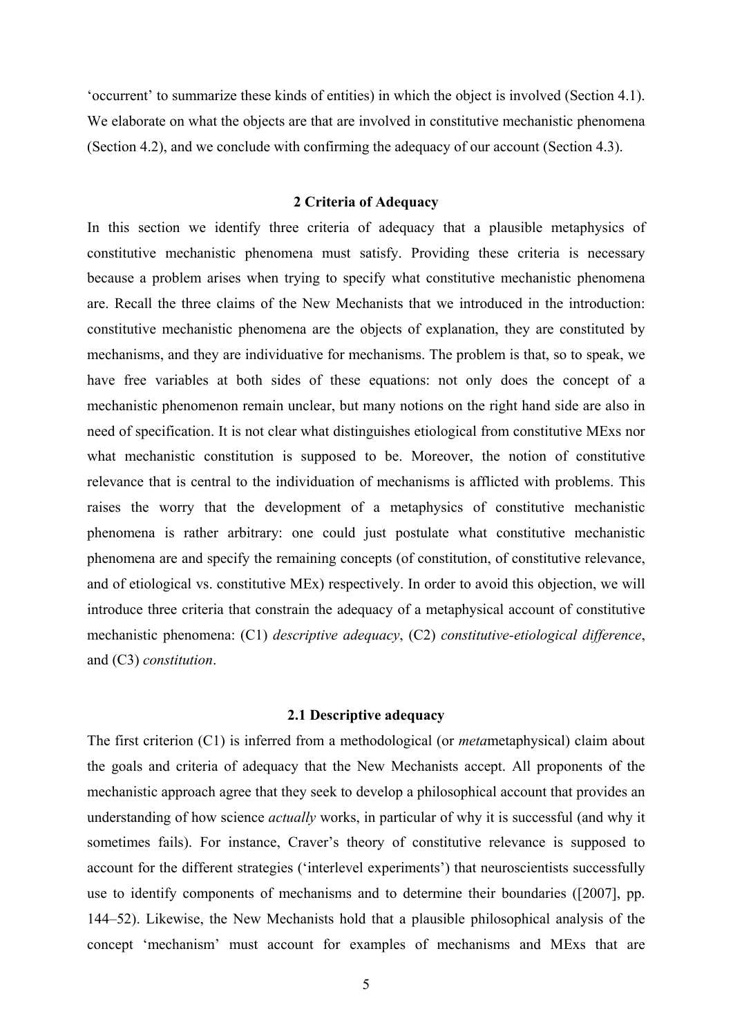'occurrent' to summarize these kinds of entities) in which the object is involved (Section 4.1). We elaborate on what the objects are that are involved in constitutive mechanistic phenomena (Section 4.2), and we conclude with confirming the adequacy of our account (Section 4.3).

## 2 Criteria of Adequacy

In this section we identify three criteria of adequacy that a plausible metaphysics of constitutive mechanistic phenomena must satisfy. Providing these criteria is necessary because a problem arises when trying to specify what constitutive mechanistic phenomena are. Recall the three claims of the New Mechanists that we introduced in the introduction: constitutive mechanistic phenomena are the objects of explanation, they are constituted by mechanisms, and they are individuative for mechanisms. The problem is that, so to speak, we have free variables at both sides of these equations: not only does the concept of a mechanistic phenomenon remain unclear, but many notions on the right hand side are also in need of specification. It is not clear what distinguishes etiological from constitutive MExs nor what mechanistic constitution is supposed to be. Moreover, the notion of constitutive relevance that is central to the individuation of mechanisms is afflicted with problems. This raises the worry that the development of a metaphysics of constitutive mechanistic phenomena is rather arbitrary: one could just postulate what constitutive mechanistic phenomena are and specify the remaining concepts (of constitution, of constitutive relevance, and of etiological vs. constitutive MEx) respectively. In order to avoid this objection, we will introduce three criteria that constrain the adequacy of a metaphysical account of constitutive mechanistic phenomena: (C1) *descriptive adequacy*, (C2) *constitutive-etiological difference*, and (C3) *constitution*.

### 2.1 Descriptive adequacy

The first criterion (C1) is inferred from a methodological (or *meta*metaphysical) claim about the goals and criteria of adequacy that the New Mechanists accept. All proponents of the mechanistic approach agree that they seek to develop a philosophical account that provides an understanding of how science *actually* works, in particular of why it is successful (and why it sometimes fails). For instance, Craver's theory of constitutive relevance is supposed to account for the different strategies ('interlevel experiments') that neuroscientists successfully use to identify components of mechanisms and to determine their boundaries ([2007], pp. 144–52). Likewise, the New Mechanists hold that a plausible philosophical analysis of the concept 'mechanism' must account for examples of mechanisms and MExs that are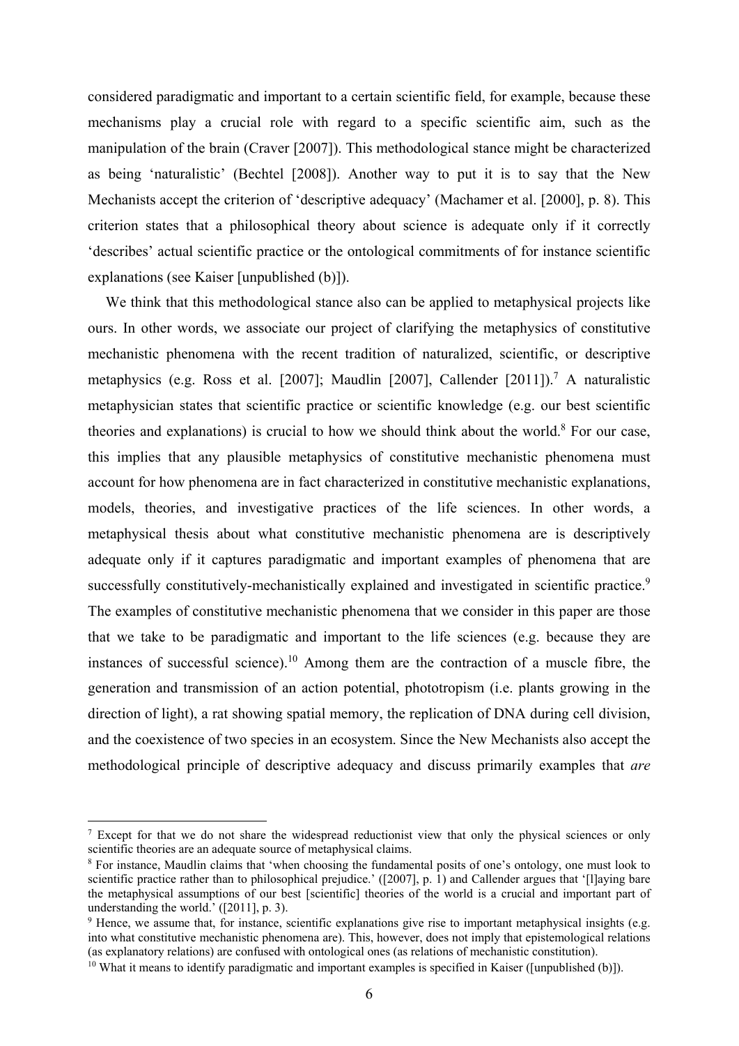considered paradigmatic and important to a certain scientific field, for example, because these mechanisms play a crucial role with regard to a specific scientific aim, such as the manipulation of the brain (Craver [2007]). This methodological stance might be characterized as being 'naturalistic' (Bechtel [2008]). Another way to put it is to say that the New Mechanists accept the criterion of 'descriptive adequacy' (Machamer et al. [2000], p. 8). This criterion states that a philosophical theory about science is adequate only if it correctly 'describes' actual scientific practice or the ontological commitments of for instance scientific explanations (see Kaiser [unpublished (b)]).

We think that this methodological stance also can be applied to metaphysical projects like ours. In other words, we associate our project of clarifying the metaphysics of constitutive mechanistic phenomena with the recent tradition of naturalized, scientific, or descriptive metaphysics (e.g. Ross et al. [2007]; Maudlin [2007], Callender [2011]).[7] A naturalistic metaphysician states that scientific practice or scientific knowledge (e.g. our best scientific theories and explanations) is crucial to how we should think about the world.[8] For our case, this implies that any plausible metaphysics of constitutive mechanistic phenomena must account for how phenomena are in fact characterized in constitutive mechanistic explanations, models, theories, and investigative practices of the life sciences. In other words, a metaphysical thesis about what constitutive mechanistic phenomena are is descriptively adequate only if it captures paradigmatic and important examples of phenomena that are successfully constitutively-mechanistically explained and investigated in scientific practice.[9] The examples of constitutive mechanistic phenomena that we consider in this paper are those that we take to be paradigmatic and important to the life sciences (e.g. because they are instances of successful science).[10] Among them are the contraction of a muscle fibre, the generation and transmission of an action potential, phototropism (i.e. plants growing in the direction of light), a rat showing spatial memory, the replication of DNA during cell division, and the coexistence of two species in an ecosystem. Since the New Mechanists also accept the methodological principle of descriptive adequacy and discuss primarily examples that *are*

---

[7] Except for that we do not share the widespread reductionist view that only the physical sciences or only scientific theories are an adequate source of metaphysical claims.

[8] For instance, Maudlin claims that 'when choosing the fundamental posits of one's ontology, one must look to scientific practice rather than to philosophical prejudice.' ([2007], p. 1) and Callender argues that '[l]aying bare the metaphysical assumptions of our best [scientific] theories of the world is a crucial and important part of understanding the world.' ([2011], p. 3).

[9] Hence, we assume that, for instance, scientific explanations give rise to important metaphysical insights (e.g. into what constitutive mechanistic phenomena are). This, however, does not imply that epistemological relations (as explanatory relations) are confused with ontological ones (as relations of mechanistic constitution).

[10] What it means to identify paradigmatic and important examples is specified in Kaiser ([unpublished (b)]).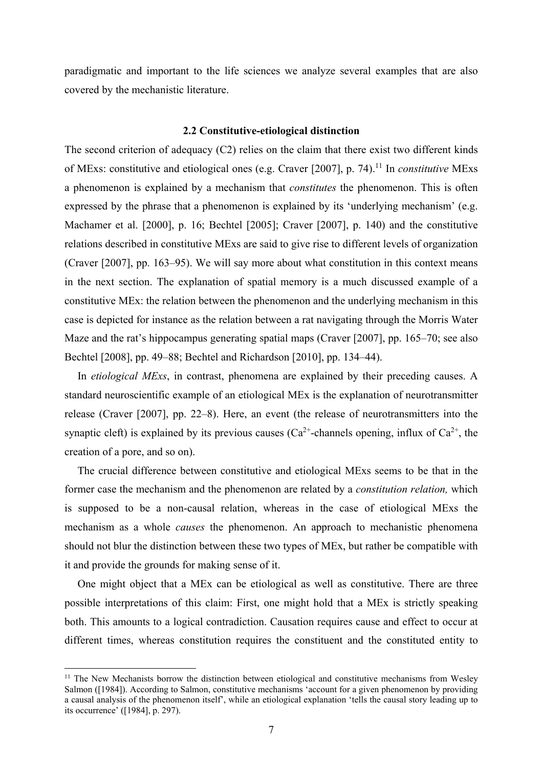paradigmatic and important to the life sciences we analyze several examples that are also covered by the mechanistic literature.

### 2.2 Constitutive-etiological distinction

The second criterion of adequacy (C2) relies on the claim that there exist two different kinds of MExs: constitutive and etiological ones (e.g. Craver [2007], p. 74).[11] In *constitutive* MExs a phenomenon is explained by a mechanism that *constitutes* the phenomenon. This is often expressed by the phrase that a phenomenon is explained by its 'underlying mechanism' (e.g. Machamer et al. [2000], p. 16; Bechtel [2005]; Craver [2007], p. 140) and the constitutive relations described in constitutive MExs are said to give rise to different levels of organization (Craver [2007], pp. 163–95). We will say more about what constitution in this context means in the next section. The explanation of spatial memory is a much discussed example of a constitutive MEx: the relation between the phenomenon and the underlying mechanism in this case is depicted for instance as the relation between a rat navigating through the Morris Water Maze and the rat's hippocampus generating spatial maps (Craver [2007], pp. 165–70; see also Bechtel [2008], pp. 49–88; Bechtel and Richardson [2010], pp. 134–44).

In *etiological MExs*, in contrast, phenomena are explained by their preceding causes. A standard neuroscientific example of an etiological MEx is the explanation of neurotransmitter release (Craver [2007], pp. 22–8). Here, an event (the release of neurotransmitters into the synaptic cleft) is explained by its previous causes ($Ca^{2+}$-channels opening, influx of $Ca^{2+}$, the creation of a pore, and so on).

The crucial difference between constitutive and etiological MExs seems to be that in the former case the mechanism and the phenomenon are related by a *constitution relation,* which is supposed to be a non-causal relation, whereas in the case of etiological MExs the mechanism as a whole *causes* the phenomenon. An approach to mechanistic phenomena should not blur the distinction between these two types of MEx, but rather be compatible with it and provide the grounds for making sense of it.

One might object that a MEx can be etiological as well as constitutive. There are three possible interpretations of this claim: First, one might hold that a MEx is strictly speaking both. This amounts to a logical contradiction. Causation requires cause and effect to occur at different times, whereas constitution requires the constituent and the constituted entity to

[11] The New Mechanists borrow the distinction between etiological and constitutive mechanisms from Wesley Salmon ([1984]). According to Salmon, constitutive mechanisms 'account for a given phenomenon by providing a causal analysis of the phenomenon itself', while an etiological explanation 'tells the causal story leading up to its occurrence' ([1984], p. 297).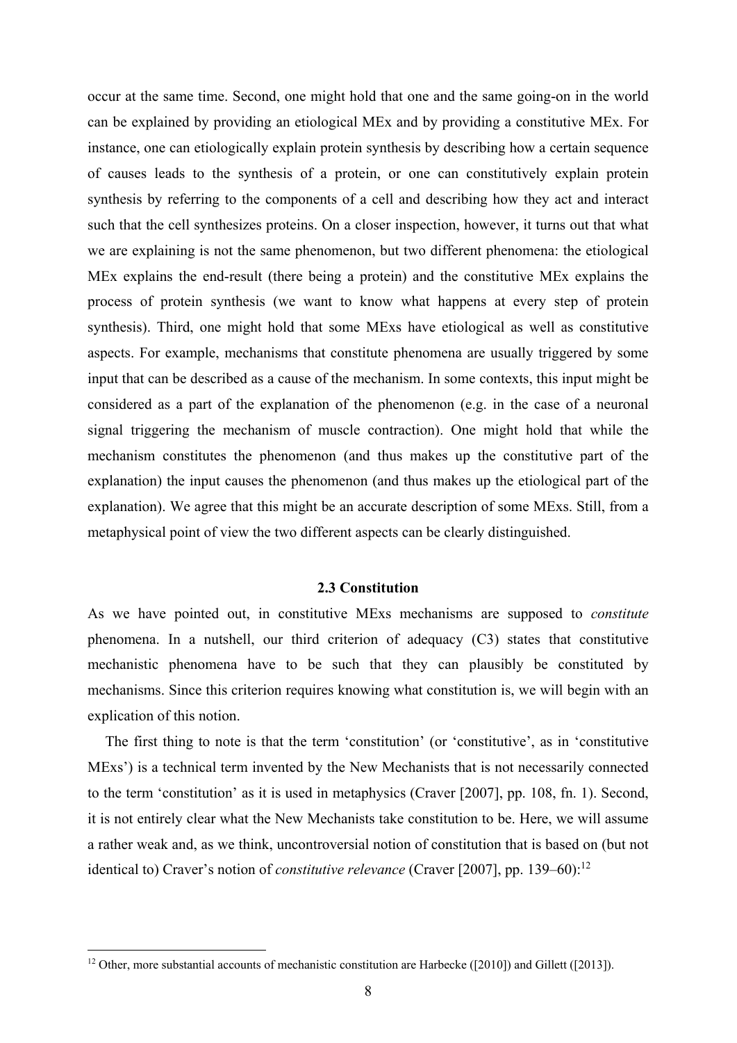occur at the same time. Second, one might hold that one and the same going-on in the world can be explained by providing an etiological MEx and by providing a constitutive MEx. For instance, one can etiologically explain protein synthesis by describing how a certain sequence of causes leads to the synthesis of a protein, or one can constitutively explain protein synthesis by referring to the components of a cell and describing how they act and interact such that the cell synthesizes proteins. On a closer inspection, however, it turns out that what we are explaining is not the same phenomenon, but two different phenomena: the etiological MEx explains the end-result (there being a protein) and the constitutive MEx explains the process of protein synthesis (we want to know what happens at every step of protein synthesis). Third, one might hold that some MExs have etiological as well as constitutive aspects. For example, mechanisms that constitute phenomena are usually triggered by some input that can be described as a cause of the mechanism. In some contexts, this input might be considered as a part of the explanation of the phenomenon (e.g. in the case of a neuronal signal triggering the mechanism of muscle contraction). One might hold that while the mechanism constitutes the phenomenon (and thus makes up the constitutive part of the explanation) the input causes the phenomenon (and thus makes up the etiological part of the explanation). We agree that this might be an accurate description of some MExs. Still, from a metaphysical point of view the two different aspects can be clearly distinguished.

### 2.3 Constitution

As we have pointed out, in constitutive MExs mechanisms are supposed to *constitute* phenomena. In a nutshell, our third criterion of adequacy (C3) states that constitutive mechanistic phenomena have to be such that they can plausibly be constituted by mechanisms. Since this criterion requires knowing what constitution is, we will begin with an explication of this notion.

The first thing to note is that the term 'constitution' (or 'constitutive', as in 'constitutive MExs') is a technical term invented by the New Mechanists that is not necessarily connected to the term 'constitution' as it is used in metaphysics (Craver [2007], pp. 108, fn. 1). Second, it is not entirely clear what the New Mechanists take constitution to be. Here, we will assume a rather weak and, as we think, uncontroversial notion of constitution that is based on (but not identical to) Craver's notion of *constitutive relevance* (Craver [2007], pp. 139–60):[12]

[12] Other, more substantial accounts of mechanistic constitution are Harbecke ([2010]) and Gillett ([2013]).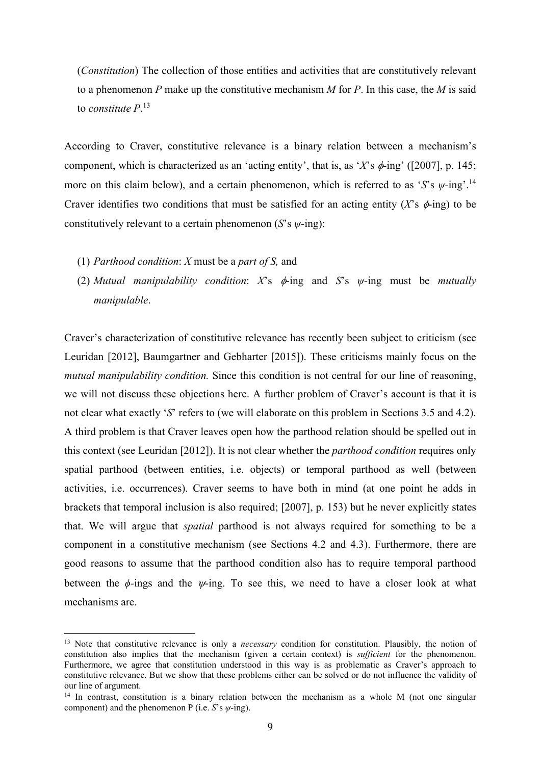(*Constitution*) The collection of those entities and activities that are constitutively relevant to a phenomenon *P* make up the constitutive mechanism *M* for *P*. In this case, the *M* is said to *constitute P*.[13]

According to Craver, constitutive relevance is a binary relation between a mechanism's component, which is characterized as an 'acting entity', that is, as '*X*'s $\phi$-ing' ([2007], p. 145; more on this claim below), and a certain phenomenon, which is referred to as '*S*'s $\psi$-ing'.[14] Craver identifies two conditions that must be satisfied for an acting entity (*X*'s $\phi$-ing) to be constitutively relevant to a certain phenomenon (*S*'s $\psi$-ing):

(1) *Parthood condition*: *X* must be a *part of S,* and

(2) *Mutual manipulability condition*: *X*'s $\phi$-ing and *S*'s $\psi$-ing must be *mutually manipulable*.

Craver's characterization of constitutive relevance has recently been subject to criticism (see Leuridan [2012], Baumgartner and Gebharter [2015]). These criticisms mainly focus on the *mutual manipulability condition.* Since this condition is not central for our line of reasoning, we will not discuss these objections here. A further problem of Craver's account is that it is not clear what exactly '*S*' refers to (we will elaborate on this problem in Sections 3.5 and 4.2). A third problem is that Craver leaves open how the parthood relation should be spelled out in this context (see Leuridan [2012]). It is not clear whether the *parthood condition* requires only spatial parthood (between entities, i.e. objects) or temporal parthood as well (between activities, i.e. occurrences). Craver seems to have both in mind (at one point he adds in brackets that temporal inclusion is also required; [2007], p. 153) but he never explicitly states that. We will argue that *spatial* parthood is not always required for something to be a component in a constitutive mechanism (see Sections 4.2 and 4.3). Furthermore, there are good reasons to assume that the parthood condition also has to require temporal parthood between the $\phi$-ings and the $\psi$-ing. To see this, we need to have a closer look at what mechanisms are.

---

[13] Note that constitutive relevance is only a *necessary* condition for constitution. Plausibly, the notion of constitution also implies that the mechanism (given a certain context) is *sufficient* for the phenomenon. Furthermore, we agree that constitution understood in this way is as problematic as Craver's approach to constitutive relevance. But we show that these problems either can be solved or do not influence the validity of our line of argument.

[14] In contrast, constitution is a binary relation between the mechanism as a whole M (not one singular component) and the phenomenon P (i.e. *S*'s $\psi$-ing).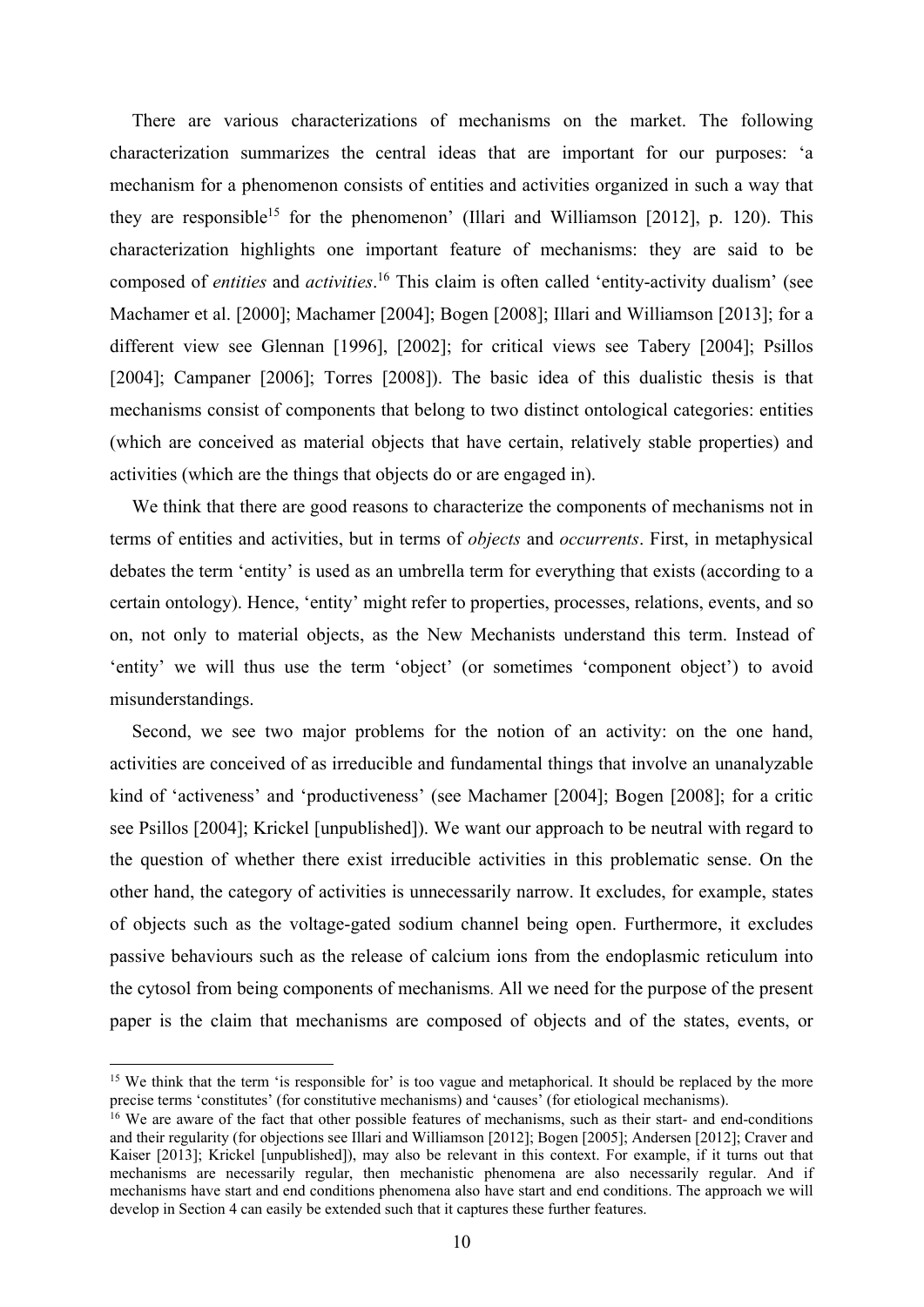There are various characterizations of mechanisms on the market. The following characterization summarizes the central ideas that are important for our purposes: 'a mechanism for a phenomenon consists of entities and activities organized in such a way that they are responsible[15] for the phenomenon' (Illari and Williamson [2012], p. 120). This characterization highlights one important feature of mechanisms: they are said to be composed of *entities* and *activities*.[16] This claim is often called 'entity-activity dualism' (see Machamer et al. [2000]; Machamer [2004]; Bogen [2008]; Illari and Williamson [2013]; for a different view see Glennan [1996], [2002]; for critical views see Tabery [2004]; Psillos [2004]; Campaner [2006]; Torres [2008]). The basic idea of this dualistic thesis is that mechanisms consist of components that belong to two distinct ontological categories: entities (which are conceived as material objects that have certain, relatively stable properties) and activities (which are the things that objects do or are engaged in).

We think that there are good reasons to characterize the components of mechanisms not in terms of entities and activities, but in terms of *objects* and *occurrents*. First, in metaphysical debates the term 'entity' is used as an umbrella term for everything that exists (according to a certain ontology). Hence, 'entity' might refer to properties, processes, relations, events, and so on, not only to material objects, as the New Mechanists understand this term. Instead of 'entity' we will thus use the term 'object' (or sometimes 'component object') to avoid misunderstandings.

Second, we see two major problems for the notion of an activity: on the one hand, activities are conceived of as irreducible and fundamental things that involve an unanalyzable kind of 'activeness' and 'productiveness' (see Machamer [2004]; Bogen [2008]; for a critic see Psillos [2004]; Krickel [unpublished]). We want our approach to be neutral with regard to the question of whether there exist irreducible activities in this problematic sense. On the other hand, the category of activities is unnecessarily narrow. It excludes, for example, states of objects such as the voltage-gated sodium channel being open. Furthermore, it excludes passive behaviours such as the release of calcium ions from the endoplasmic reticulum into the cytosol from being components of mechanisms. All we need for the purpose of the present paper is the claim that mechanisms are composed of objects and of the states, events, or

---

[15] We think that the term 'is responsible for' is too vague and metaphorical. It should be replaced by the more precise terms 'constitutes' (for constitutive mechanisms) and 'causes' (for etiological mechanisms).

[16] We are aware of the fact that other possible features of mechanisms, such as their start- and end-conditions and their regularity (for objections see Illari and Williamson [2012]; Bogen [2005]; Andersen [2012]; Craver and Kaiser [2013]; Krickel [unpublished]), may also be relevant in this context. For example, if it turns out that mechanisms are necessarily regular, then mechanistic phenomena are also necessarily regular. And if mechanisms have start and end conditions phenomena also have start and end conditions. The approach we will develop in Section 4 can easily be extended such that it captures these further features.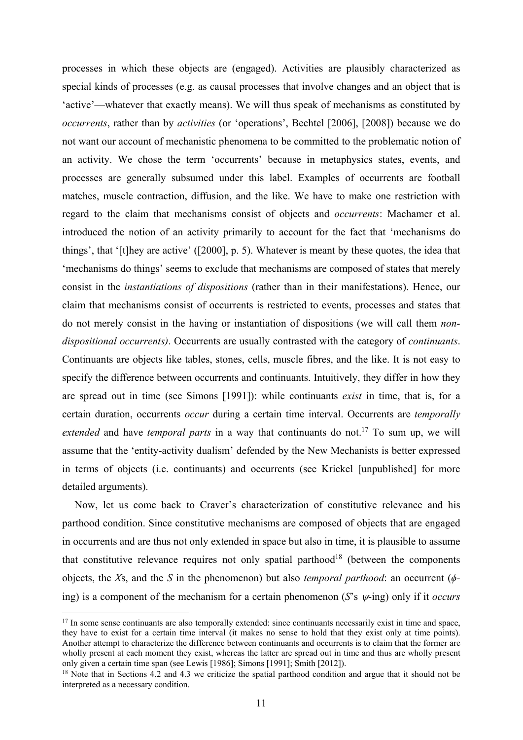processes in which these objects are (engaged). Activities are plausibly characterized as special kinds of processes (e.g. as causal processes that involve changes and an object that is 'active'—whatever that exactly means). We will thus speak of mechanisms as constituted by *occurrents*, rather than by *activities* (or 'operations', Bechtel [2006], [2008]) because we do not want our account of mechanistic phenomena to be committed to the problematic notion of an activity. We chose the term 'occurrents' because in metaphysics states, events, and processes are generally subsumed under this label. Examples of occurrents are football matches, muscle contraction, diffusion, and the like. We have to make one restriction with regard to the claim that mechanisms consist of objects and *occurrents*: Machamer et al. introduced the notion of an activity primarily to account for the fact that 'mechanisms do things', that '[t]hey are active' ([2000], p. 5). Whatever is meant by these quotes, the idea that 'mechanisms do things' seems to exclude that mechanisms are composed of states that merely consist in the *instantiations of dispositions* (rather than in their manifestations). Hence, our claim that mechanisms consist of occurrents is restricted to events, processes and states that do not merely consist in the having or instantiation of dispositions (we will call them *non-dispositional occurrents)*. Occurrents are usually contrasted with the category of *continuants*. Continuants are objects like tables, stones, cells, muscle fibres, and the like. It is not easy to specify the difference between occurrents and continuants. Intuitively, they differ in how they are spread out in time (see Simons [1991]): while continuants *exist* in time, that is, for a certain duration, occurrents *occur* during a certain time interval. Occurrents are *temporally extended* and have *temporal parts* in a way that continuants do not.[17] To sum up, we will assume that the 'entity-activity dualism' defended by the New Mechanists is better expressed in terms of objects (i.e. continuants) and occurrents (see Krickel [unpublished] for more detailed arguments).

Now, let us come back to Craver's characterization of constitutive relevance and his parthood condition. Since constitutive mechanisms are composed of objects that are engaged in occurrents and are thus not only extended in space but also in time, it is plausible to assume that constitutive relevance requires not only spatial parthood[18] (between the components objects, the *X*s, and the *S* in the phenomenon) but also *temporal parthood*: an occurrent ($\phi$-ing) is a component of the mechanism for a certain phenomenon (*S*'s $\psi$-ing) only if it *occurs*

[17] In some sense continuants are also temporally extended: since continuants necessarily exist in time and space, they have to exist for a certain time interval (it makes no sense to hold that they exist only at time points). Another attempt to characterize the difference between continuants and occurrents is to claim that the former are wholly present at each moment they exist, whereas the latter are spread out in time and thus are wholly present only given a certain time span (see Lewis [1986]; Simons [1991]; Smith [2012]).

[18] Note that in Sections 4.2 and 4.3 we criticize the spatial parthood condition and argue that it should not be interpreted as a necessary condition.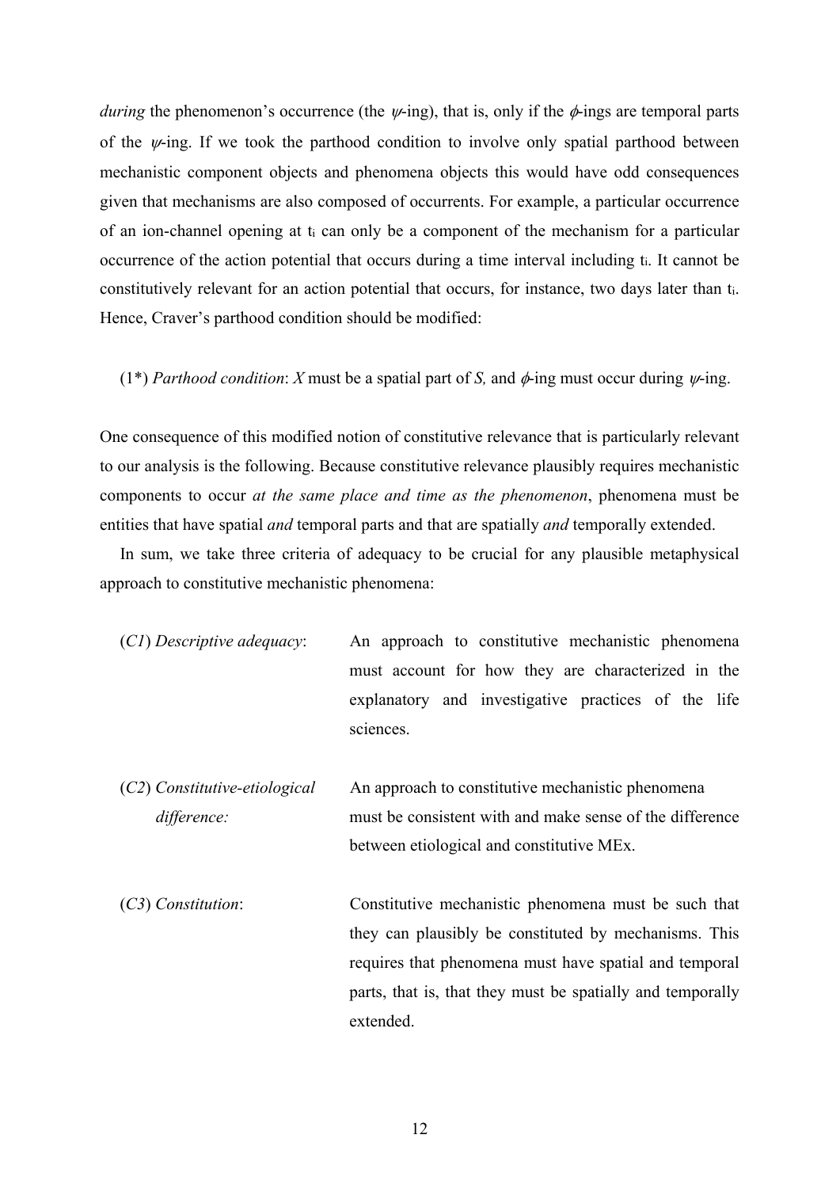*during* the phenomenon's occurrence (the $\psi$-ing), that is, only if the $\phi$-ings are temporal parts of the $\psi$-ing. If we took the parthood condition to involve only spatial parthood between mechanistic component objects and phenomena objects this would have odd consequences given that mechanisms are also composed of occurrents. For example, a particular occurrence of an ion-channel opening at $t_i$ can only be a component of the mechanism for a particular occurrence of the action potential that occurs during a time interval including $t_i$. It cannot be constitutively relevant for an action potential that occurs, for instance, two days later than $t_i$. Hence, Craver's parthood condition should be modified:

(1*) *Parthood condition*: *X* must be a spatial part of *S,* and $\phi$-ing must occur during $\psi$-ing.

One consequence of this modified notion of constitutive relevance that is particularly relevant to our analysis is the following. Because constitutive relevance plausibly requires mechanistic components to occur *at the same place and time as the phenomenon*, phenomena must be entities that have spatial *and* temporal parts and that are spatially *and* temporally extended.

In sum, we take three criteria of adequacy to be crucial for any plausible metaphysical approach to constitutive mechanistic phenomena:

(*C1*) *Descriptive adequacy*: An approach to constitutive mechanistic phenomena must account for how they are characterized in the explanatory and investigative practices of the life sciences.

(*C2*) *Constitutive-etiological difference:* An approach to constitutive mechanistic phenomena must be consistent with and make sense of the difference between etiological and constitutive MEx.

(*C3*) *Constitution*: Constitutive mechanistic phenomena must be such that they can plausibly be constituted by mechanisms. This requires that phenomena must have spatial and temporal parts, that is, that they must be spatially and temporally extended.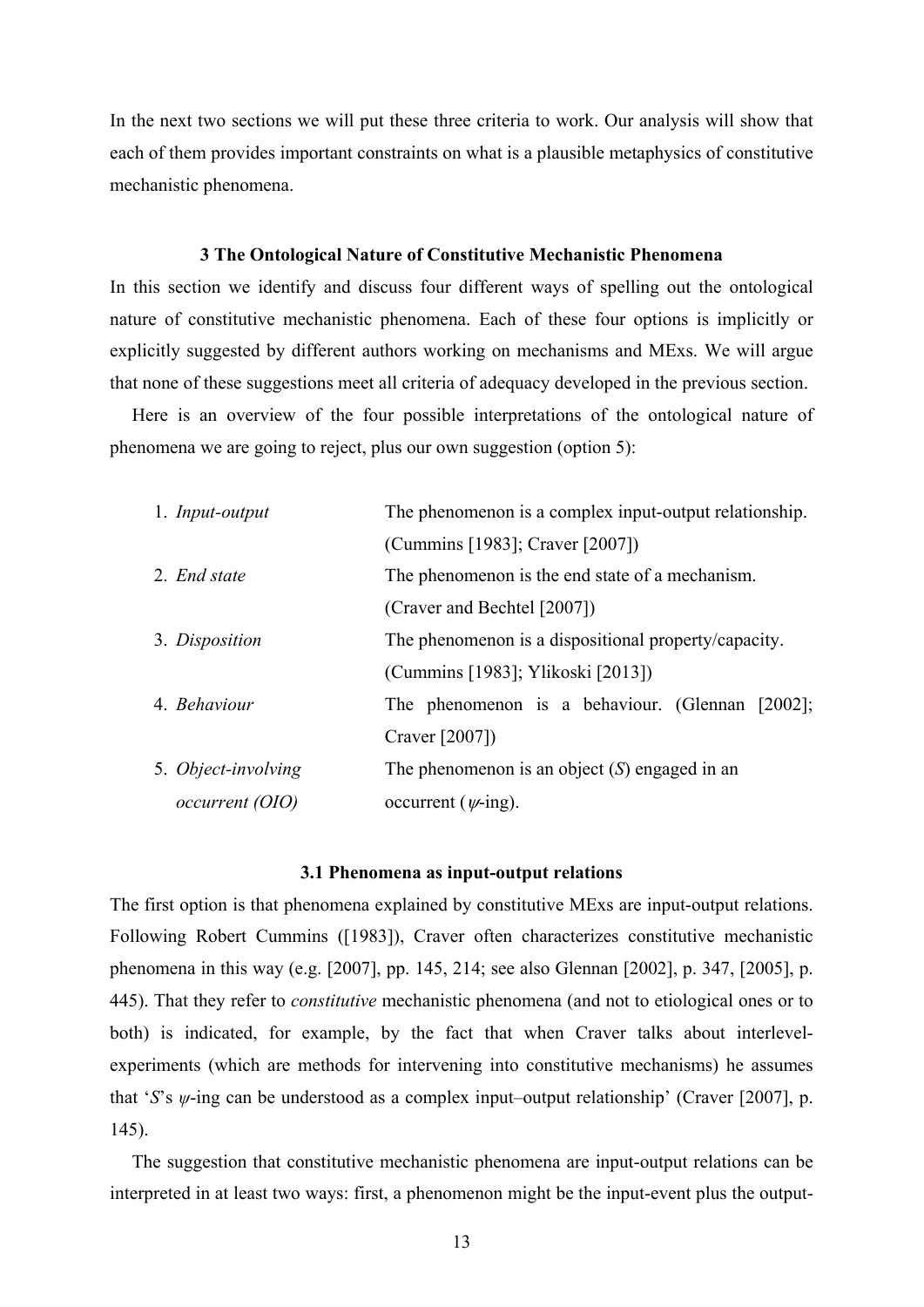In the next two sections we will put these three criteria to work. Our analysis will show that each of them provides important constraints on what is a plausible metaphysics of constitutive mechanistic phenomena.

### 3 The Ontological Nature of Constitutive Mechanistic Phenomena

In this section we identify and discuss four different ways of spelling out the ontological nature of constitutive mechanistic phenomena. Each of these four options is implicitly or explicitly suggested by different authors working on mechanisms and MExs. We will argue that none of these suggestions meet all criteria of adequacy developed in the previous section.

Here is an overview of the four possible interpretations of the ontological nature of phenomena we are going to reject, plus our own suggestion (option 5):

| | |
|---|---|
| 1. *Input-output* | The phenomenon is a complex input-output relationship. (Cummins [1983]; Craver [2007]) |
| 2. *End state* | The phenomenon is the end state of a mechanism. (Craver and Bechtel [2007]) |
| 3. *Disposition* | The phenomenon is a dispositional property/capacity. (Cummins [1983]; Ylikoski [2013]) |
| 4. *Behaviour* | The phenomenon is a behaviour. (Glennan [2002]; Craver [2007]) |
| 5. *Object-involving occurrent (OIO)* | The phenomenon is an object (*S*) engaged in an occurrent ($\psi$-ing). |

#### 3.1 Phenomena as input-output relations

The first option is that phenomena explained by constitutive MExs are input-output relations. Following Robert Cummins ([1983]), Craver often characterizes constitutive mechanistic phenomena in this way (e.g. [2007], pp. 145, 214; see also Glennan [2002], p. 347, [2005], p. 445). That they refer to *constitutive* mechanistic phenomena (and not to etiological ones or to both) is indicated, for example, by the fact that when Craver talks about interlevel-experiments (which are methods for intervening into constitutive mechanisms) he assumes that '*S*'s $\psi$-ing can be understood as a complex input–output relationship' (Craver [2007], p. 145).

The suggestion that constitutive mechanistic phenomena are input-output relations can be interpreted in at least two ways: first, a phenomenon might be the input-event plus the output-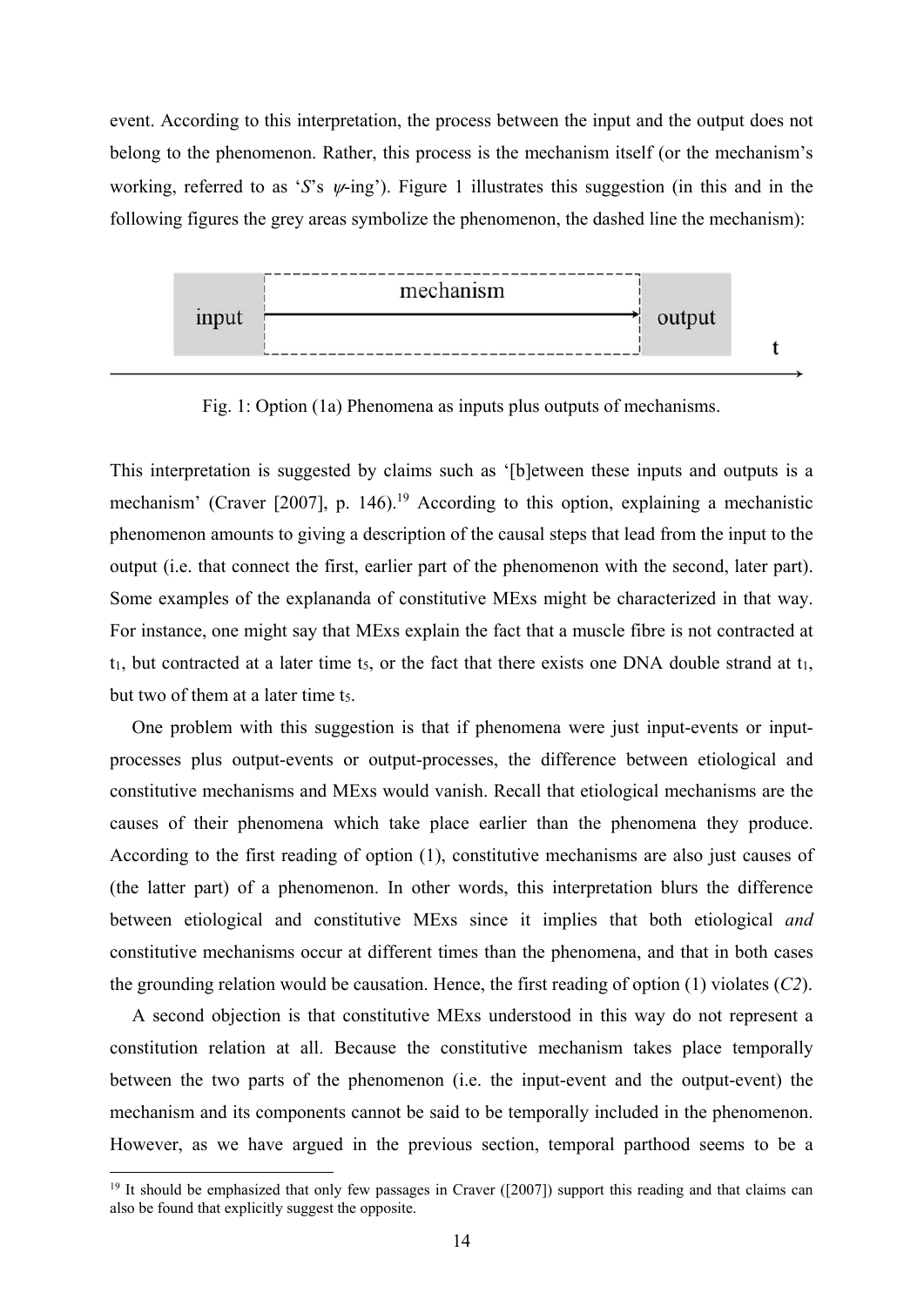event. According to this interpretation, the process between the input and the output does not belong to the phenomenon. Rather, this process is the mechanism itself (or the mechanism's working, referred to as '*S*'s *ψ*-ing'). Figure 1 illustrates this suggestion (in this and in the following figures the grey areas symbolize the phenomenon, the dashed line the mechanism):

Fig. 1: Option (1a) Phenomena as inputs plus outputs of mechanisms.

This interpretation is suggested by claims such as '[b]etween these inputs and outputs is a mechanism' (Craver [2007], p. 146).[19] According to this option, explaining a mechanistic phenomenon amounts to giving a description of the causal steps that lead from the input to the output (i.e. that connect the first, earlier part of the phenomenon with the second, later part). Some examples of the explananda of constitutive MExs might be characterized in that way. For instance, one might say that MExs explain the fact that a muscle fibre is not contracted at $t_1$, but contracted at a later time $t_5$, or the fact that there exists one DNA double strand at $t_1$, but two of them at a later time $t_5$.

One problem with this suggestion is that if phenomena were just input-events or input-processes plus output-events or output-processes, the difference between etiological and constitutive mechanisms and MExs would vanish. Recall that etiological mechanisms are the causes of their phenomena which take place earlier than the phenomena they produce. According to the first reading of option (1), constitutive mechanisms are also just causes of (the latter part) of a phenomenon. In other words, this interpretation blurs the difference between etiological and constitutive MExs since it implies that both etiological *and* constitutive mechanisms occur at different times than the phenomena, and that in both cases the grounding relation would be causation. Hence, the first reading of option (1) violates (*C2*).

A second objection is that constitutive MExs understood in this way do not represent a constitution relation at all. Because the constitutive mechanism takes place temporally between the two parts of the phenomenon (i.e. the input-event and the output-event) the mechanism and its components cannot be said to be temporally included in the phenomenon. However, as we have argued in the previous section, temporal parthood seems to be a

[19] It should be emphasized that only few passages in Craver ([2007]) support this reading and that claims can also be found that explicitly suggest the opposite.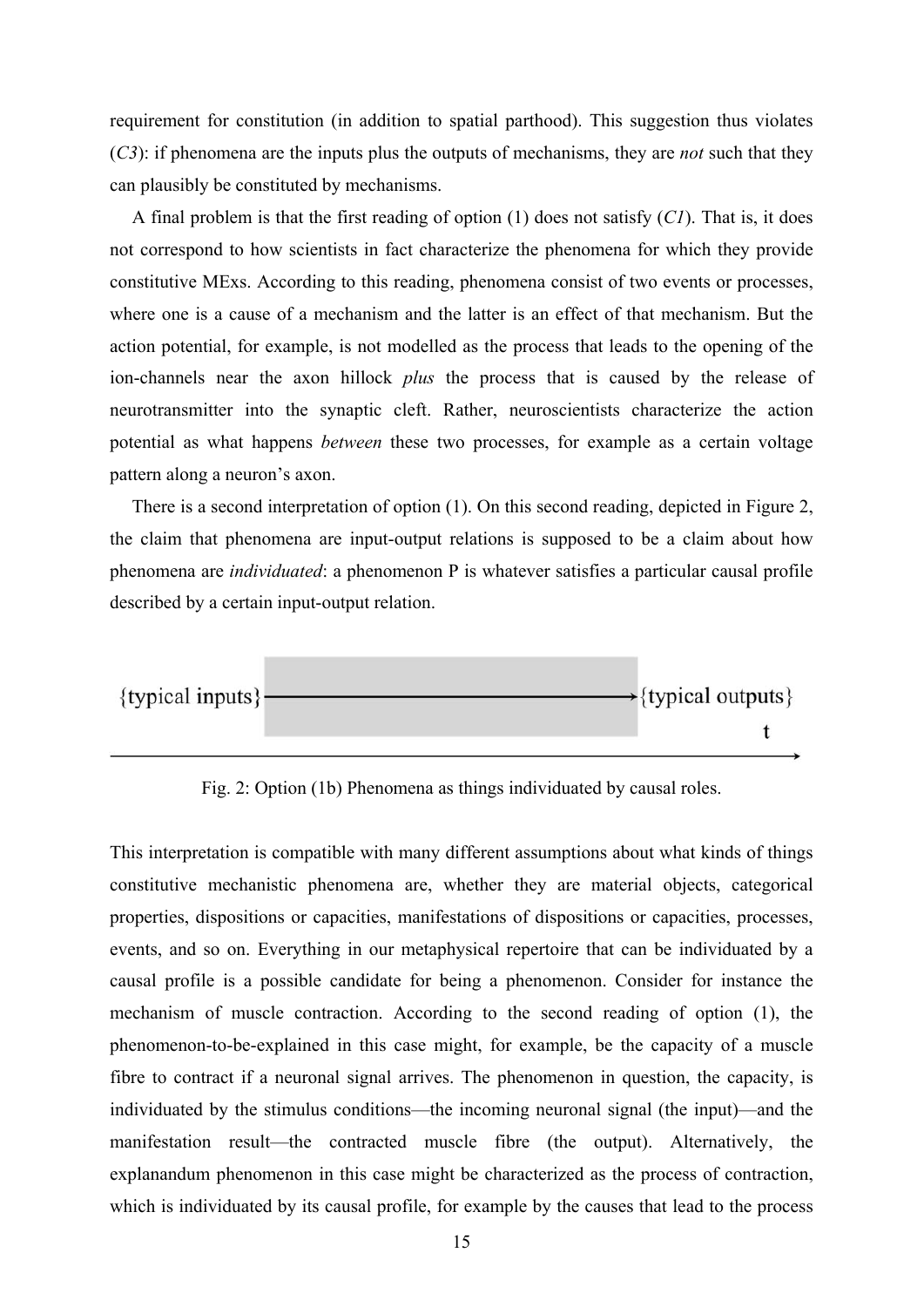requirement for constitution (in addition to spatial parthood). This suggestion thus violates (*C3*): if phenomena are the inputs plus the outputs of mechanisms, they are *not* such that they can plausibly be constituted by mechanisms.

A final problem is that the first reading of option (1) does not satisfy (*C1*). That is, it does not correspond to how scientists in fact characterize the phenomena for which they provide constitutive MExs. According to this reading, phenomena consist of two events or processes, where one is a cause of a mechanism and the latter is an effect of that mechanism. But the action potential, for example, is not modelled as the process that leads to the opening of the ion-channels near the axon hillock *plus* the process that is caused by the release of neurotransmitter into the synaptic cleft. Rather, neuroscientists characterize the action potential as what happens *between* these two processes, for example as a certain voltage pattern along a neuron's axon.

There is a second interpretation of option (1). On this second reading, depicted in Figure 2, the claim that phenomena are input-output relations is supposed to be a claim about how phenomena are *individuated*: a phenomenon P is whatever satisfies a particular causal profile described by a certain input-output relation.

{typical inputs} ⟶ {typical outputs}
t

Fig. 2: Option (1b) Phenomena as things individuated by causal roles.

This interpretation is compatible with many different assumptions about what kinds of things constitutive mechanistic phenomena are, whether they are material objects, categorical properties, dispositions or capacities, manifestations of dispositions or capacities, processes, events, and so on. Everything in our metaphysical repertoire that can be individuated by a causal profile is a possible candidate for being a phenomenon. Consider for instance the mechanism of muscle contraction. According to the second reading of option (1), the phenomenon-to-be-explained in this case might, for example, be the capacity of a muscle fibre to contract if a neuronal signal arrives. The phenomenon in question, the capacity, is individuated by the stimulus conditions—the incoming neuronal signal (the input)—and the manifestation result—the contracted muscle fibre (the output). Alternatively, the explanandum phenomenon in this case might be characterized as the process of contraction, which is individuated by its causal profile, for example by the causes that lead to the process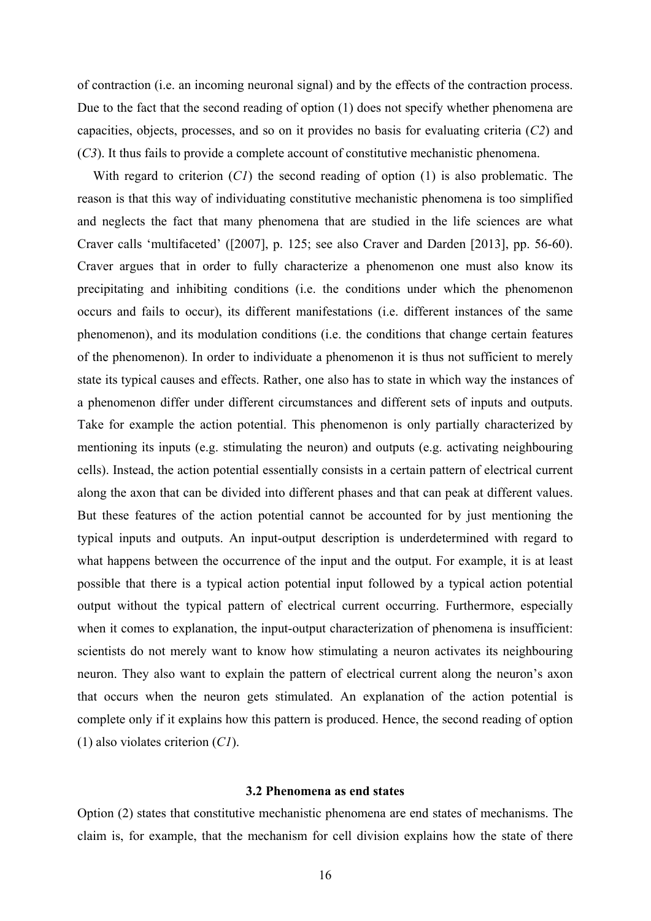of contraction (i.e. an incoming neuronal signal) and by the effects of the contraction process. Due to the fact that the second reading of option (1) does not specify whether phenomena are capacities, objects, processes, and so on it provides no basis for evaluating criteria (*C2*) and (*C3*). It thus fails to provide a complete account of constitutive mechanistic phenomena.

With regard to criterion (*C1*) the second reading of option (1) is also problematic. The reason is that this way of individuating constitutive mechanistic phenomena is too simplified and neglects the fact that many phenomena that are studied in the life sciences are what Craver calls 'multifaceted' ([2007], p. 125; see also Craver and Darden [2013], pp. 56-60). Craver argues that in order to fully characterize a phenomenon one must also know its precipitating and inhibiting conditions (i.e. the conditions under which the phenomenon occurs and fails to occur), its different manifestations (i.e. different instances of the same phenomenon), and its modulation conditions (i.e. the conditions that change certain features of the phenomenon). In order to individuate a phenomenon it is thus not sufficient to merely state its typical causes and effects. Rather, one also has to state in which way the instances of a phenomenon differ under different circumstances and different sets of inputs and outputs. Take for example the action potential. This phenomenon is only partially characterized by mentioning its inputs (e.g. stimulating the neuron) and outputs (e.g. activating neighbouring cells). Instead, the action potential essentially consists in a certain pattern of electrical current along the axon that can be divided into different phases and that can peak at different values. But these features of the action potential cannot be accounted for by just mentioning the typical inputs and outputs. An input-output description is underdetermined with regard to what happens between the occurrence of the input and the output. For example, it is at least possible that there is a typical action potential input followed by a typical action potential output without the typical pattern of electrical current occurring. Furthermore, especially when it comes to explanation, the input-output characterization of phenomena is insufficient: scientists do not merely want to know how stimulating a neuron activates its neighbouring neuron. They also want to explain the pattern of electrical current along the neuron's axon that occurs when the neuron gets stimulated. An explanation of the action potential is complete only if it explains how this pattern is produced. Hence, the second reading of option (1) also violates criterion (*C1*).

### 3.2 Phenomena as end states

Option (2) states that constitutive mechanistic phenomena are end states of mechanisms. The claim is, for example, that the mechanism for cell division explains how the state of there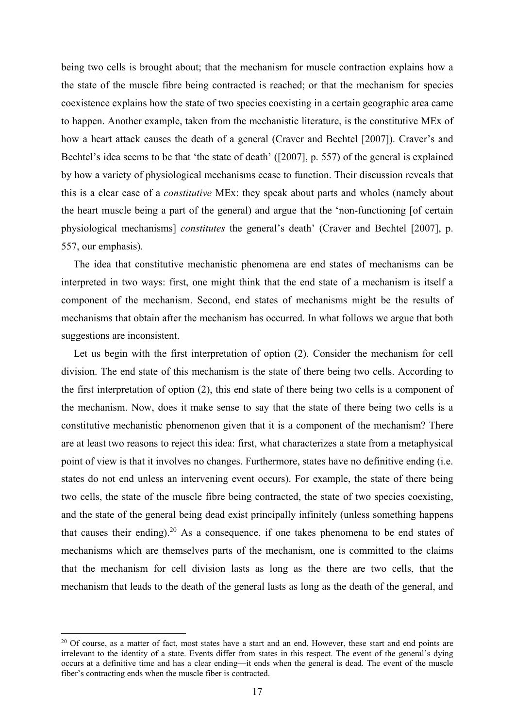being two cells is brought about; that the mechanism for muscle contraction explains how a the state of the muscle fibre being contracted is reached; or that the mechanism for species coexistence explains how the state of two species coexisting in a certain geographic area came to happen. Another example, taken from the mechanistic literature, is the constitutive MEx of how a heart attack causes the death of a general (Craver and Bechtel [2007]). Craver's and Bechtel's idea seems to be that 'the state of death' ([2007], p. 557) of the general is explained by how a variety of physiological mechanisms cease to function. Their discussion reveals that this is a clear case of a *constitutive* MEx: they speak about parts and wholes (namely about the heart muscle being a part of the general) and argue that the 'non-functioning [of certain physiological mechanisms] *constitutes* the general's death' (Craver and Bechtel [2007], p. 557, our emphasis).

The idea that constitutive mechanistic phenomena are end states of mechanisms can be interpreted in two ways: first, one might think that the end state of a mechanism is itself a component of the mechanism. Second, end states of mechanisms might be the results of mechanisms that obtain after the mechanism has occurred. In what follows we argue that both suggestions are inconsistent.

Let us begin with the first interpretation of option (2). Consider the mechanism for cell division. The end state of this mechanism is the state of there being two cells. According to the first interpretation of option (2), this end state of there being two cells is a component of the mechanism. Now, does it make sense to say that the state of there being two cells is a constitutive mechanistic phenomenon given that it is a component of the mechanism? There are at least two reasons to reject this idea: first, what characterizes a state from a metaphysical point of view is that it involves no changes. Furthermore, states have no definitive ending (i.e. states do not end unless an intervening event occurs). For example, the state of there being two cells, the state of the muscle fibre being contracted, the state of two species coexisting, and the state of the general being dead exist principally infinitely (unless something happens that causes their ending).[20] As a consequence, if one takes phenomena to be end states of mechanisms which are themselves parts of the mechanism, one is committed to the claims that the mechanism for cell division lasts as long as the there are two cells, that the mechanism that leads to the death of the general lasts as long as the death of the general, and

[20] Of course, as a matter of fact, most states have a start and an end. However, these start and end points are irrelevant to the identity of a state. Events differ from states in this respect. The event of the general's dying occurs at a definitive time and has a clear ending—it ends when the general is dead. The event of the muscle fiber's contracting ends when the muscle fiber is contracted.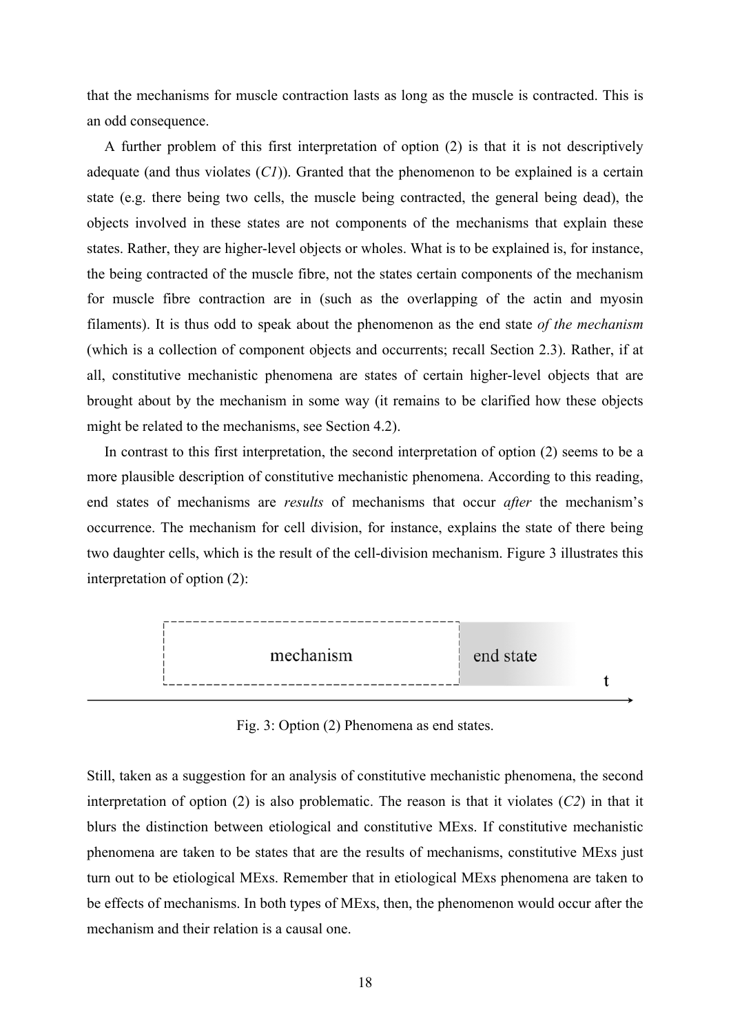that the mechanisms for muscle contraction lasts as long as the muscle is contracted. This is an odd consequence.

A further problem of this first interpretation of option (2) is that it is not descriptively adequate (and thus violates (*C1*)). Granted that the phenomenon to be explained is a certain state (e.g. there being two cells, the muscle being contracted, the general being dead), the objects involved in these states are not components of the mechanisms that explain these states. Rather, they are higher-level objects or wholes. What is to be explained is, for instance, the being contracted of the muscle fibre, not the states certain components of the mechanism for muscle fibre contraction are in (such as the overlapping of the actin and myosin filaments). It is thus odd to speak about the phenomenon as the end state *of the mechanism* (which is a collection of component objects and occurrents; recall Section 2.3). Rather, if at all, constitutive mechanistic phenomena are states of certain higher-level objects that are brought about by the mechanism in some way (it remains to be clarified how these objects might be related to the mechanisms, see Section 4.2).

In contrast to this first interpretation, the second interpretation of option (2) seems to be a more plausible description of constitutive mechanistic phenomena. According to this reading, end states of mechanisms are *results* of mechanisms that occur *after* the mechanism's occurrence. The mechanism for cell division, for instance, explains the state of there being two daughter cells, which is the result of the cell-division mechanism. Figure 3 illustrates this interpretation of option (2):

mechanism | end state | t

Fig. 3: Option (2) Phenomena as end states.

Still, taken as a suggestion for an analysis of constitutive mechanistic phenomena, the second interpretation of option (2) is also problematic. The reason is that it violates (*C2*) in that it blurs the distinction between etiological and constitutive MExs. If constitutive mechanistic phenomena are taken to be states that are the results of mechanisms, constitutive MExs just turn out to be etiological MExs. Remember that in etiological MExs phenomena are taken to be effects of mechanisms. In both types of MExs, then, the phenomenon would occur after the mechanism and their relation is a causal one.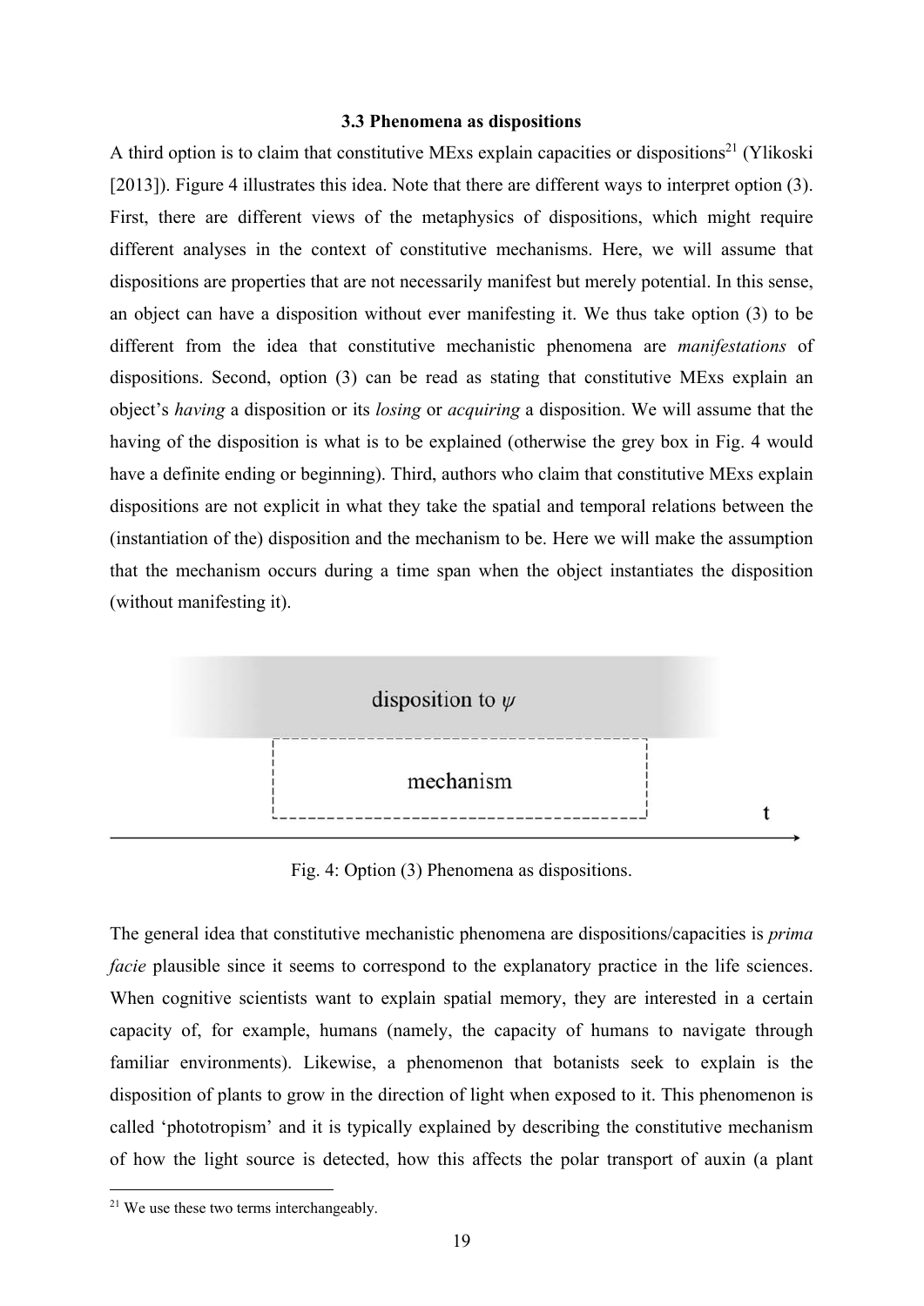### 3.3 Phenomena as dispositions

A third option is to claim that constitutive MExs explain capacities or dispositions[21] (Ylikoski [2013]). Figure 4 illustrates this idea. Note that there are different ways to interpret option (3). First, there are different views of the metaphysics of dispositions, which might require different analyses in the context of constitutive mechanisms. Here, we will assume that dispositions are properties that are not necessarily manifest but merely potential. In this sense, an object can have a disposition without ever manifesting it. We thus take option (3) to be different from the idea that constitutive mechanistic phenomena are *manifestations* of dispositions. Second, option (3) can be read as stating that constitutive MExs explain an object's *having* a disposition or its *losing* or *acquiring* a disposition. We will assume that the having of the disposition is what is to be explained (otherwise the grey box in Fig. 4 would have a definite ending or beginning). Third, authors who claim that constitutive MExs explain dispositions are not explicit in what they take the spatial and temporal relations between the (instantiation of the) disposition and the mechanism to be. Here we will make the assumption that the mechanism occurs during a time span when the object instantiates the disposition (without manifesting it).

disposition to $\psi$

mechanism

t

Fig. 4: Option (3) Phenomena as dispositions.

The general idea that constitutive mechanistic phenomena are dispositions/capacities is *prima facie* plausible since it seems to correspond to the explanatory practice in the life sciences. When cognitive scientists want to explain spatial memory, they are interested in a certain capacity of, for example, humans (namely, the capacity of humans to navigate through familiar environments). Likewise, a phenomenon that botanists seek to explain is the disposition of plants to grow in the direction of light when exposed to it. This phenomenon is called 'phototropism' and it is typically explained by describing the constitutive mechanism of how the light source is detected, how this affects the polar transport of auxin (a plant

[21] We use these two terms interchangeably.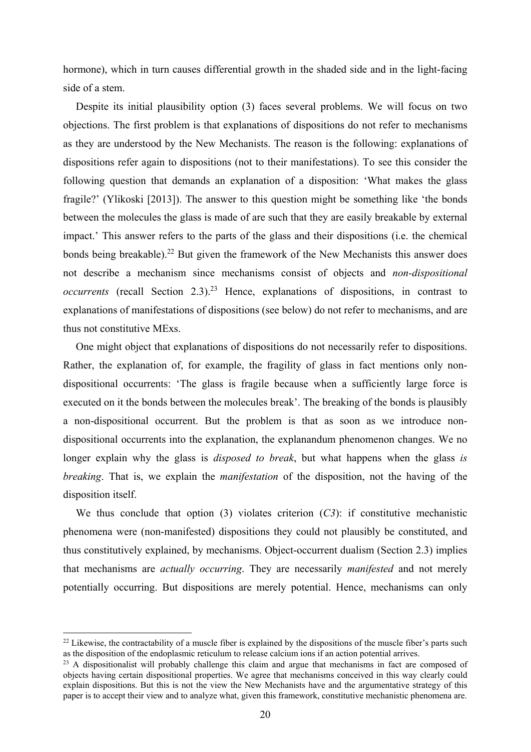hormone), which in turn causes differential growth in the shaded side and in the light-facing side of a stem.

Despite its initial plausibility option (3) faces several problems. We will focus on two objections. The first problem is that explanations of dispositions do not refer to mechanisms as they are understood by the New Mechanists. The reason is the following: explanations of dispositions refer again to dispositions (not to their manifestations). To see this consider the following question that demands an explanation of a disposition: 'What makes the glass fragile?' (Ylikoski [2013]). The answer to this question might be something like 'the bonds between the molecules the glass is made of are such that they are easily breakable by external impact.' This answer refers to the parts of the glass and their dispositions (i.e. the chemical bonds being breakable).[22] But given the framework of the New Mechanists this answer does not describe a mechanism since mechanisms consist of objects and *non-dispositional occurrents* (recall Section 2.3).[23] Hence, explanations of dispositions, in contrast to explanations of manifestations of dispositions (see below) do not refer to mechanisms, and are thus not constitutive MExs.

One might object that explanations of dispositions do not necessarily refer to dispositions. Rather, the explanation of, for example, the fragility of glass in fact mentions only non-dispositional occurrents: 'The glass is fragile because when a sufficiently large force is executed on it the bonds between the molecules break'. The breaking of the bonds is plausibly a non-dispositional occurrent. But the problem is that as soon as we introduce non-dispositional occurrents into the explanation, the explanandum phenomenon changes. We no longer explain why the glass is *disposed to break*, but what happens when the glass *is breaking*. That is, we explain the *manifestation* of the disposition, not the having of the disposition itself.

We thus conclude that option (3) violates criterion (*C3*): if constitutive mechanistic phenomena were (non-manifested) dispositions they could not plausibly be constituted, and thus constitutively explained, by mechanisms. Object-occurrent dualism (Section 2.3) implies that mechanisms are *actually occurring*. They are necessarily *manifested* and not merely potentially occurring. But dispositions are merely potential. Hence, mechanisms can only

[22] Likewise, the contractability of a muscle fiber is explained by the dispositions of the muscle fiber's parts such as the disposition of the endoplasmic reticulum to release calcium ions if an action potential arrives.

[23] A dispositionalist will probably challenge this claim and argue that mechanisms in fact are composed of objects having certain dispositional properties. We agree that mechanisms conceived in this way clearly could explain dispositions. But this is not the view the New Mechanists have and the argumentative strategy of this paper is to accept their view and to analyze what, given this framework, constitutive mechanistic phenomena are.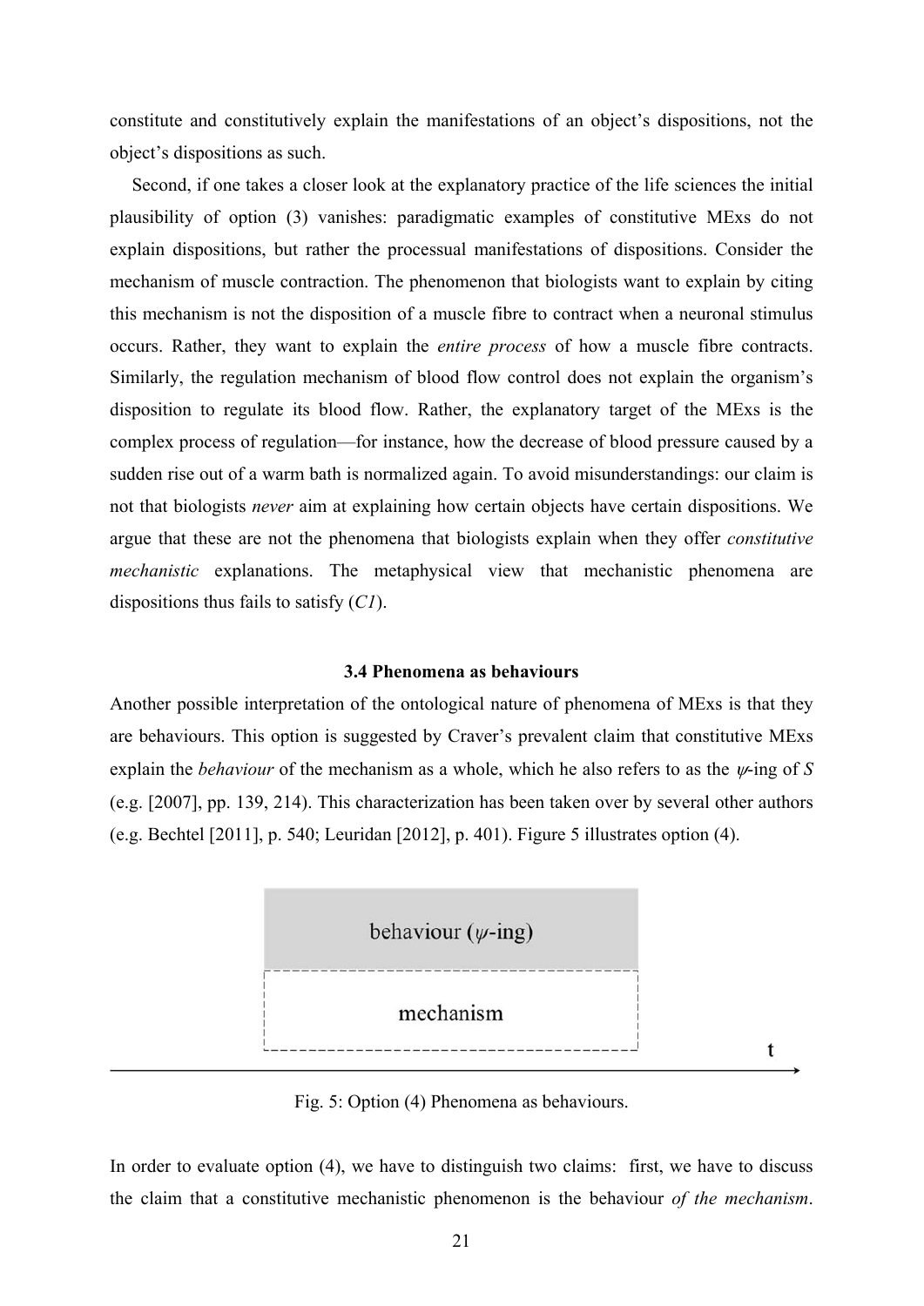constitute and constitutively explain the manifestations of an object's dispositions, not the object's dispositions as such.

Second, if one takes a closer look at the explanatory practice of the life sciences the initial plausibility of option (3) vanishes: paradigmatic examples of constitutive MExs do not explain dispositions, but rather the processual manifestations of dispositions. Consider the mechanism of muscle contraction. The phenomenon that biologists want to explain by citing this mechanism is not the disposition of a muscle fibre to contract when a neuronal stimulus occurs. Rather, they want to explain the *entire process* of how a muscle fibre contracts. Similarly, the regulation mechanism of blood flow control does not explain the organism's disposition to regulate its blood flow. Rather, the explanatory target of the MExs is the complex process of regulation—for instance, how the decrease of blood pressure caused by a sudden rise out of a warm bath is normalized again. To avoid misunderstandings: our claim is not that biologists *never* aim at explaining how certain objects have certain dispositions. We argue that these are not the phenomena that biologists explain when they offer *constitutive mechanistic* explanations. The metaphysical view that mechanistic phenomena are dispositions thus fails to satisfy (*C1*).

### 3.4 Phenomena as behaviours

Another possible interpretation of the ontological nature of phenomena of MExs is that they are behaviours. This option is suggested by Craver's prevalent claim that constitutive MExs explain the *behaviour* of the mechanism as a whole, which he also refers to as the $\psi$-ing of *S* (e.g. [2007], pp. 139, 214). This characterization has been taken over by several other authors (e.g. Bechtel [2011], p. 540; Leuridan [2012], p. 401). Figure 5 illustrates option (4).

behaviour ($\psi$-ing)

mechanism

t

Fig. 5: Option (4) Phenomena as behaviours.

In order to evaluate option (4), we have to distinguish two claims: first, we have to discuss the claim that a constitutive mechanistic phenomenon is the behaviour *of the mechanism*.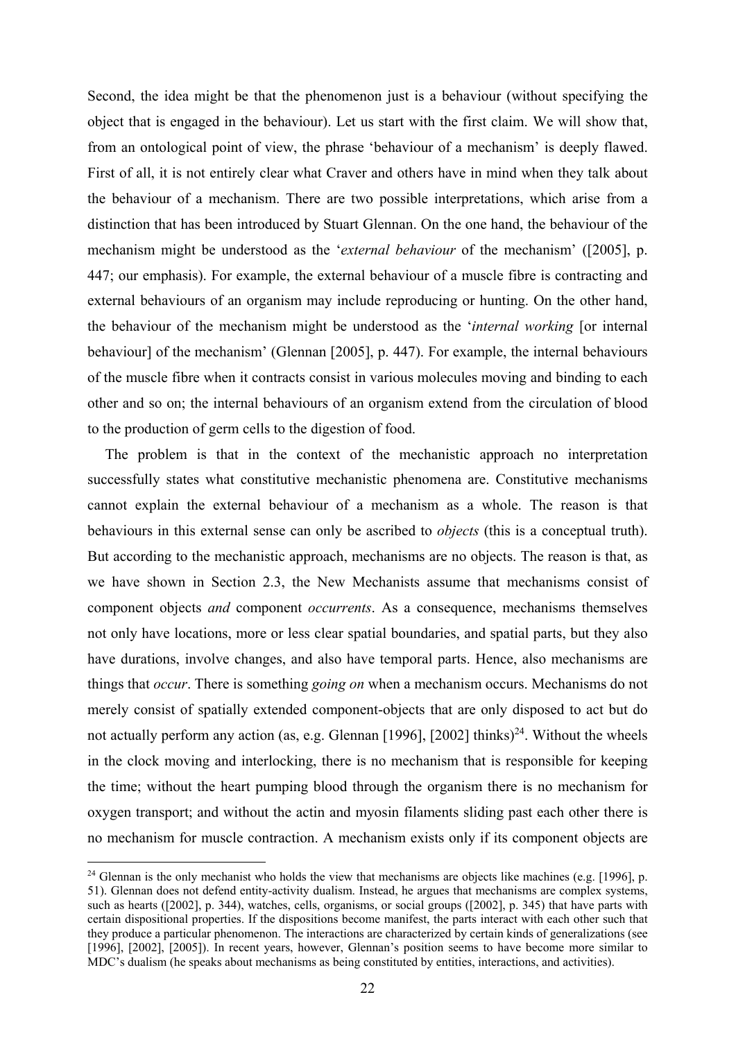Second, the idea might be that the phenomenon just is a behaviour (without specifying the object that is engaged in the behaviour). Let us start with the first claim. We will show that, from an ontological point of view, the phrase 'behaviour of a mechanism' is deeply flawed. First of all, it is not entirely clear what Craver and others have in mind when they talk about the behaviour of a mechanism. There are two possible interpretations, which arise from a distinction that has been introduced by Stuart Glennan. On the one hand, the behaviour of the mechanism might be understood as the '*external behaviour* of the mechanism' ([2005], p. 447; our emphasis). For example, the external behaviour of a muscle fibre is contracting and external behaviours of an organism may include reproducing or hunting. On the other hand, the behaviour of the mechanism might be understood as the '*internal working* [or internal behaviour] of the mechanism' (Glennan [2005], p. 447). For example, the internal behaviours of the muscle fibre when it contracts consist in various molecules moving and binding to each other and so on; the internal behaviours of an organism extend from the circulation of blood to the production of germ cells to the digestion of food.

The problem is that in the context of the mechanistic approach no interpretation successfully states what constitutive mechanistic phenomena are. Constitutive mechanisms cannot explain the external behaviour of a mechanism as a whole. The reason is that behaviours in this external sense can only be ascribed to *objects* (this is a conceptual truth). But according to the mechanistic approach, mechanisms are no objects. The reason is that, as we have shown in Section 2.3, the New Mechanists assume that mechanisms consist of component objects *and* component *occurrents*. As a consequence, mechanisms themselves not only have locations, more or less clear spatial boundaries, and spatial parts, but they also have durations, involve changes, and also have temporal parts. Hence, also mechanisms are things that *occur*. There is something *going on* when a mechanism occurs. Mechanisms do not merely consist of spatially extended component-objects that are only disposed to act but do not actually perform any action (as, e.g. Glennan [1996], [2002] thinks)[24]. Without the wheels in the clock moving and interlocking, there is no mechanism that is responsible for keeping the time; without the heart pumping blood through the organism there is no mechanism for oxygen transport; and without the actin and myosin filaments sliding past each other there is no mechanism for muscle contraction. A mechanism exists only if its component objects are

[24] Glennan is the only mechanist who holds the view that mechanisms are objects like machines (e.g. [1996], p. 51). Glennan does not defend entity-activity dualism. Instead, he argues that mechanisms are complex systems, such as hearts ([2002], p. 344), watches, cells, organisms, or social groups ([2002], p. 345) that have parts with certain dispositional properties. If the dispositions become manifest, the parts interact with each other such that they produce a particular phenomenon. The interactions are characterized by certain kinds of generalizations (see [1996], [2002], [2005]). In recent years, however, Glennan's position seems to have become more similar to MDC's dualism (he speaks about mechanisms as being constituted by entities, interactions, and activities).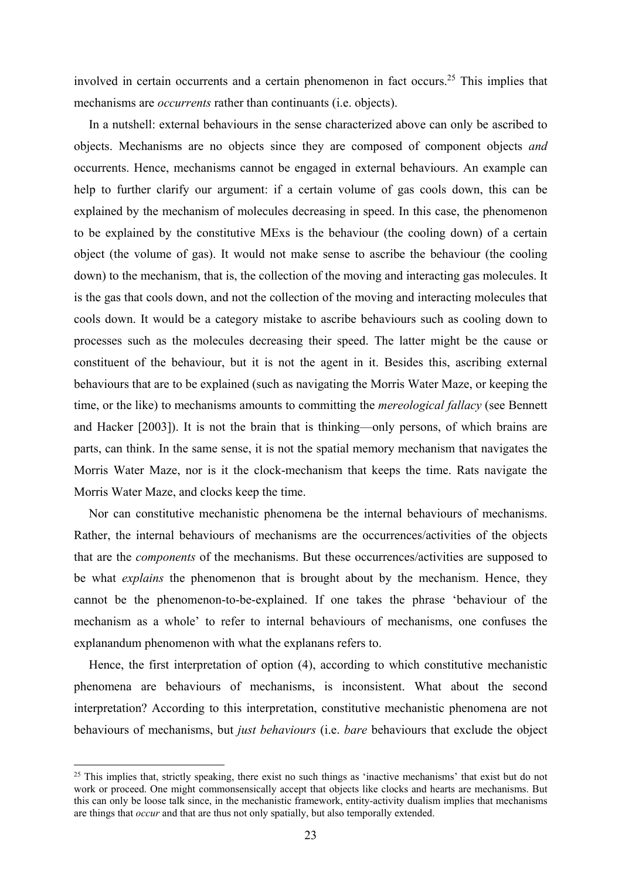involved in certain occurrents and a certain phenomenon in fact occurs.[25] This implies that mechanisms are *occurrents* rather than continuants (i.e. objects).

In a nutshell: external behaviours in the sense characterized above can only be ascribed to objects. Mechanisms are no objects since they are composed of component objects *and* occurrents. Hence, mechanisms cannot be engaged in external behaviours. An example can help to further clarify our argument: if a certain volume of gas cools down, this can be explained by the mechanism of molecules decreasing in speed. In this case, the phenomenon to be explained by the constitutive MExs is the behaviour (the cooling down) of a certain object (the volume of gas). It would not make sense to ascribe the behaviour (the cooling down) to the mechanism, that is, the collection of the moving and interacting gas molecules. It is the gas that cools down, and not the collection of the moving and interacting molecules that cools down. It would be a category mistake to ascribe behaviours such as cooling down to processes such as the molecules decreasing their speed. The latter might be the cause or constituent of the behaviour, but it is not the agent in it. Besides this, ascribing external behaviours that are to be explained (such as navigating the Morris Water Maze, or keeping the time, or the like) to mechanisms amounts to committing the *mereological fallacy* (see Bennett and Hacker [2003]). It is not the brain that is thinking—only persons, of which brains are parts, can think. In the same sense, it is not the spatial memory mechanism that navigates the Morris Water Maze, nor is it the clock-mechanism that keeps the time. Rats navigate the Morris Water Maze, and clocks keep the time.

Nor can constitutive mechanistic phenomena be the internal behaviours of mechanisms. Rather, the internal behaviours of mechanisms are the occurrences/activities of the objects that are the *components* of the mechanisms. But these occurrences/activities are supposed to be what *explains* the phenomenon that is brought about by the mechanism. Hence, they cannot be the phenomenon-to-be-explained. If one takes the phrase 'behaviour of the mechanism as a whole' to refer to internal behaviours of mechanisms, one confuses the explanandum phenomenon with what the explanans refers to.

Hence, the first interpretation of option (4), according to which constitutive mechanistic phenomena are behaviours of mechanisms, is inconsistent. What about the second interpretation? According to this interpretation, constitutive mechanistic phenomena are not behaviours of mechanisms, but *just behaviours* (i.e. *bare* behaviours that exclude the object

[25] This implies that, strictly speaking, there exist no such things as 'inactive mechanisms' that exist but do not work or proceed. One might commonsensically accept that objects like clocks and hearts are mechanisms. But this can only be loose talk since, in the mechanistic framework, entity-activity dualism implies that mechanisms are things that *occur* and that are thus not only spatially, but also temporally extended.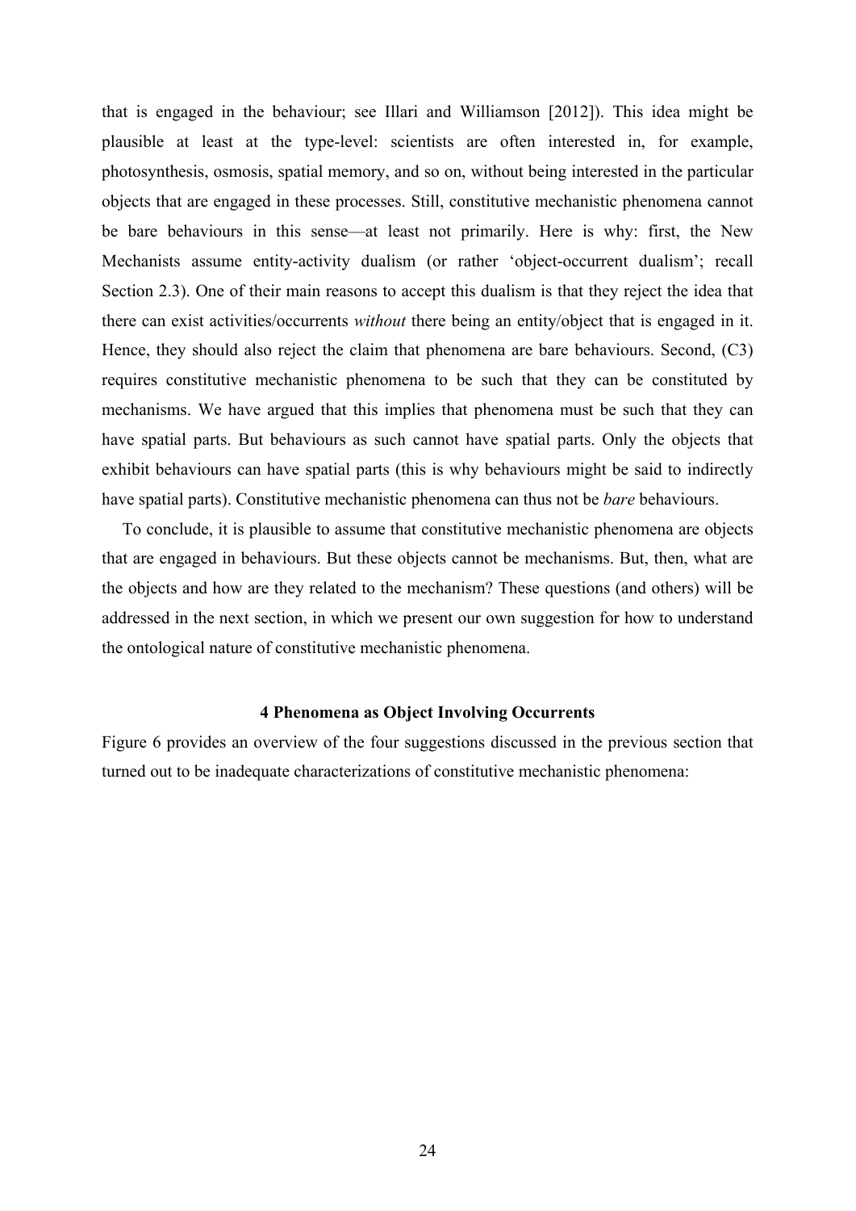that is engaged in the behaviour; see Illari and Williamson [2012]). This idea might be plausible at least at the type-level: scientists are often interested in, for example, photosynthesis, osmosis, spatial memory, and so on, without being interested in the particular objects that are engaged in these processes. Still, constitutive mechanistic phenomena cannot be bare behaviours in this sense—at least not primarily. Here is why: first, the New Mechanists assume entity-activity dualism (or rather 'object-occurrent dualism'; recall Section 2.3). One of their main reasons to accept this dualism is that they reject the idea that there can exist activities/occurrents *without* there being an entity/object that is engaged in it. Hence, they should also reject the claim that phenomena are bare behaviours. Second, (C3) requires constitutive mechanistic phenomena to be such that they can be constituted by mechanisms. We have argued that this implies that phenomena must be such that they can have spatial parts. But behaviours as such cannot have spatial parts. Only the objects that exhibit behaviours can have spatial parts (this is why behaviours might be said to indirectly have spatial parts). Constitutive mechanistic phenomena can thus not be *bare* behaviours.

To conclude, it is plausible to assume that constitutive mechanistic phenomena are objects that are engaged in behaviours. But these objects cannot be mechanisms. But, then, what are the objects and how are they related to the mechanism? These questions (and others) will be addressed in the next section, in which we present our own suggestion for how to understand the ontological nature of constitutive mechanistic phenomena.

## 4 Phenomena as Object Involving Occurrents

Figure 6 provides an overview of the four suggestions discussed in the previous section that turned out to be inadequate characterizations of constitutive mechanistic phenomena: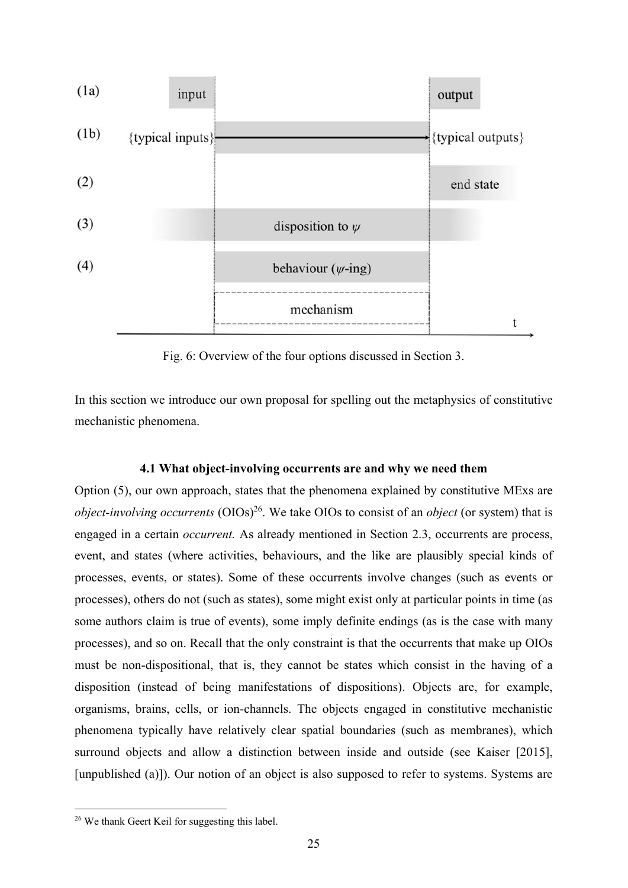(1a) input output

(1b) {typical inputs} → {typical outputs}

(2) end state

(3) disposition to $\psi$

(4) behaviour ($\psi$-ing)

mechanism

t

Fig. 6: Overview of the four options discussed in Section 3.

In this section we introduce our own proposal for spelling out the metaphysics of constitutive mechanistic phenomena.

### 4.1 What object-involving occurrents are and why we need them

Option (5), our own approach, states that the phenomena explained by constitutive MExs are *object-involving occurrents* (OIOs)[26]. We take OIOs to consist of an *object* (or system) that is engaged in a certain *occurrent.* As already mentioned in Section 2.3, occurrents are process, event, and states (where activities, behaviours, and the like are plausibly special kinds of processes, events, or states). Some of these occurrents involve changes (such as events or processes), others do not (such as states), some might exist only at particular points in time (as some authors claim is true of events), some imply definite endings (as is the case with many processes), and so on. Recall that the only constraint is that the occurrents that make up OIOs must be non-dispositional, that is, they cannot be states which consist in the having of a disposition (instead of being manifestations of dispositions). Objects are, for example, organisms, brains, cells, or ion-channels. The objects engaged in constitutive mechanistic phenomena typically have relatively clear spatial boundaries (such as membranes), which surround objects and allow a distinction between inside and outside (see Kaiser [2015], [unpublished (a)]). Our notion of an object is also supposed to refer to systems. Systems are

[26] We thank Geert Keil for suggesting this label.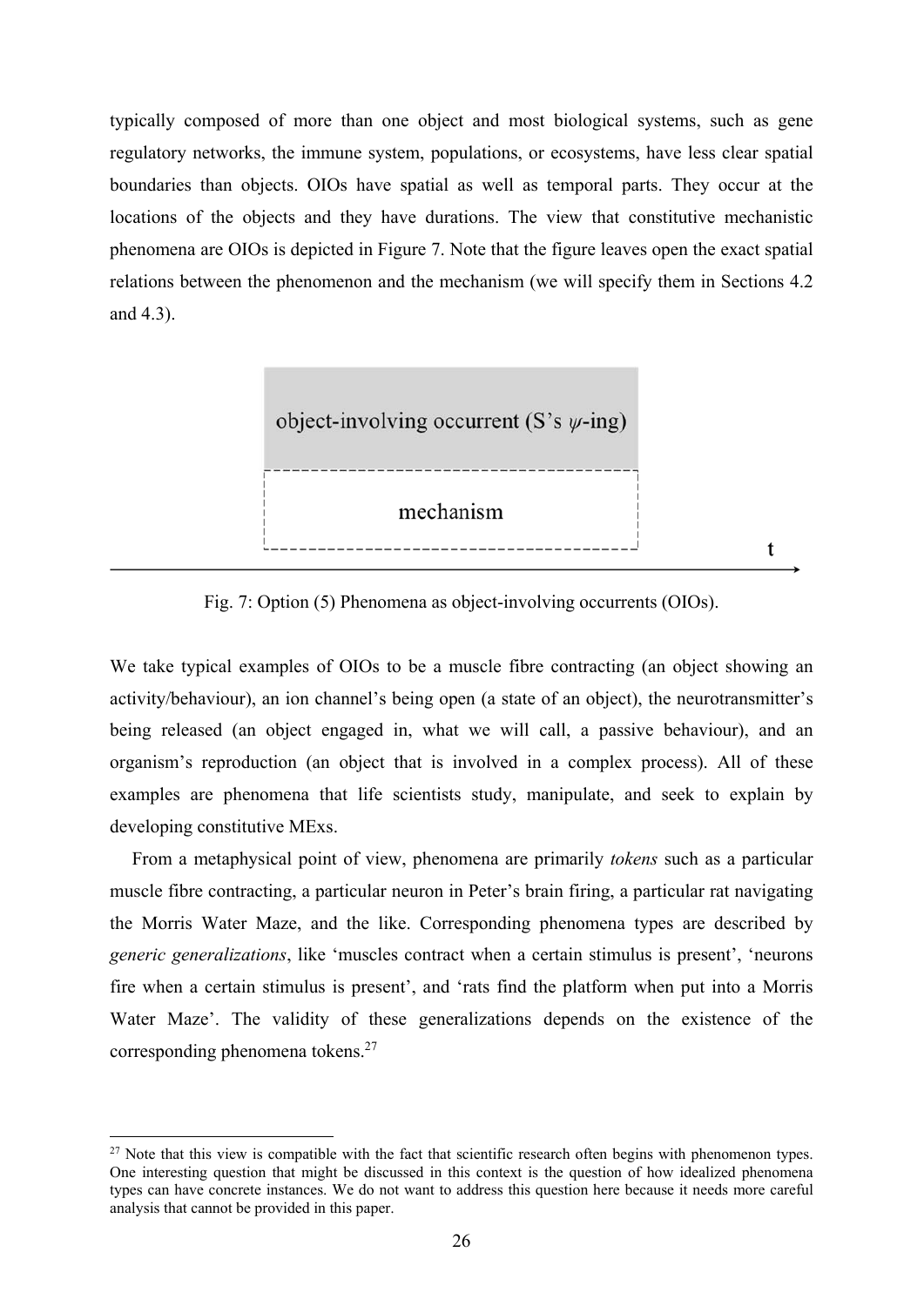typically composed of more than one object and most biological systems, such as gene regulatory networks, the immune system, populations, or ecosystems, have less clear spatial boundaries than objects. OIOs have spatial as well as temporal parts. They occur at the locations of the objects and they have durations. The view that constitutive mechanistic phenomena are OIOs is depicted in Figure 7. Note that the figure leaves open the exact spatial relations between the phenomenon and the mechanism (we will specify them in Sections 4.2 and 4.3).

object-involving occurrent (S's $\psi$-ing)

mechanism

t

Fig. 7: Option (5) Phenomena as object-involving occurrents (OIOs).

We take typical examples of OIOs to be a muscle fibre contracting (an object showing an activity/behaviour), an ion channel's being open (a state of an object), the neurotransmitter's being released (an object engaged in, what we will call, a passive behaviour), and an organism's reproduction (an object that is involved in a complex process). All of these examples are phenomena that life scientists study, manipulate, and seek to explain by developing constitutive MExs.

From a metaphysical point of view, phenomena are primarily *tokens* such as a particular muscle fibre contracting, a particular neuron in Peter's brain firing, a particular rat navigating the Morris Water Maze, and the like. Corresponding phenomena types are described by *generic generalizations*, like 'muscles contract when a certain stimulus is present', 'neurons fire when a certain stimulus is present', and 'rats find the platform when put into a Morris Water Maze'. The validity of these generalizations depends on the existence of the corresponding phenomena tokens.[27]

[27] Note that this view is compatible with the fact that scientific research often begins with phenomenon types. One interesting question that might be discussed in this context is the question of how idealized phenomena types can have concrete instances. We do not want to address this question here because it needs more careful analysis that cannot be provided in this paper.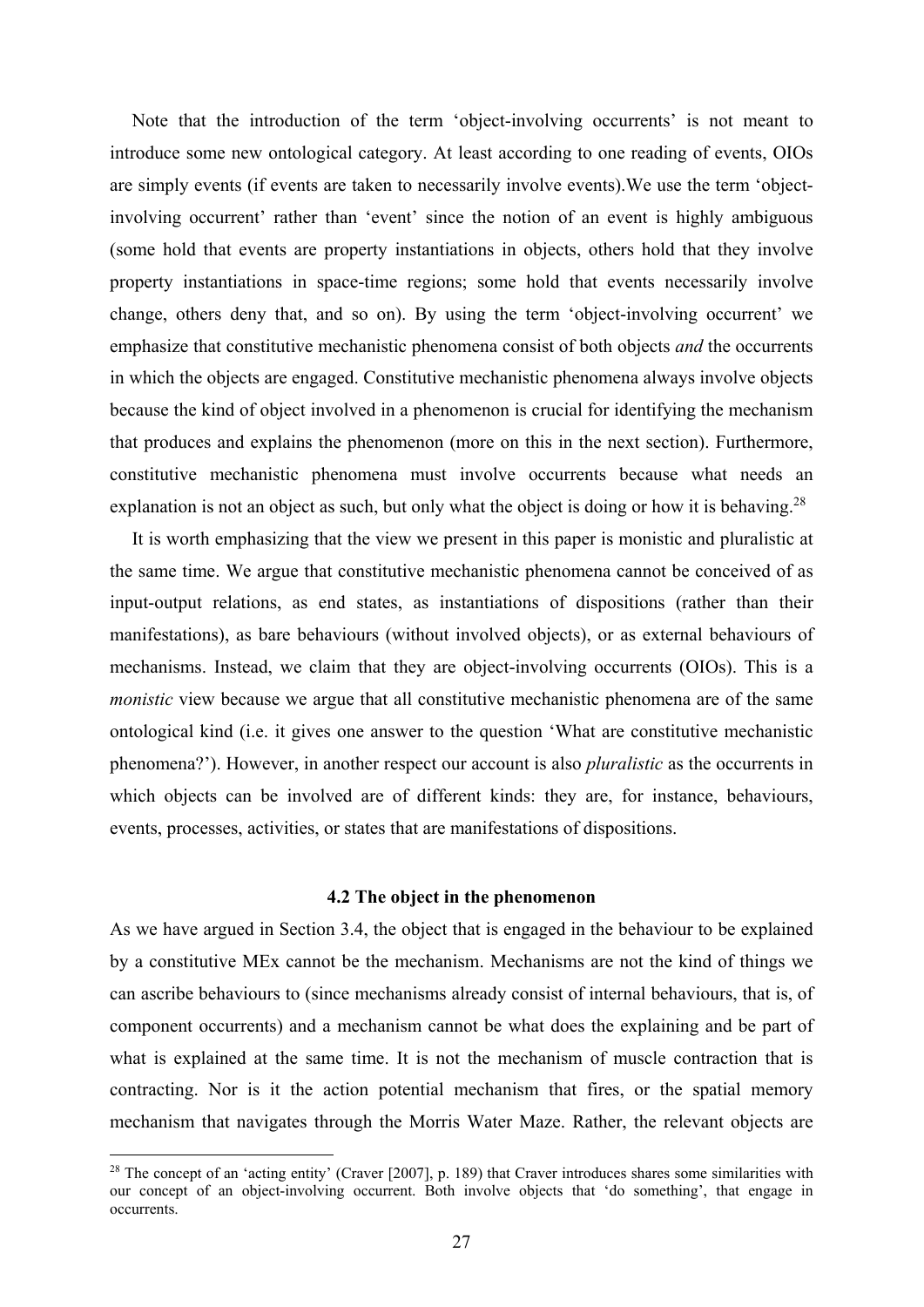Note that the introduction of the term 'object-involving occurrents' is not meant to introduce some new ontological category. At least according to one reading of events, OIOs are simply events (if events are taken to necessarily involve events).We use the term 'object-involving occurrent' rather than 'event' since the notion of an event is highly ambiguous (some hold that events are property instantiations in objects, others hold that they involve property instantiations in space-time regions; some hold that events necessarily involve change, others deny that, and so on). By using the term 'object-involving occurrent' we emphasize that constitutive mechanistic phenomena consist of both objects *and* the occurrents in which the objects are engaged. Constitutive mechanistic phenomena always involve objects because the kind of object involved in a phenomenon is crucial for identifying the mechanism that produces and explains the phenomenon (more on this in the next section). Furthermore, constitutive mechanistic phenomena must involve occurrents because what needs an explanation is not an object as such, but only what the object is doing or how it is behaving.[28]

It is worth emphasizing that the view we present in this paper is monistic and pluralistic at the same time. We argue that constitutive mechanistic phenomena cannot be conceived of as input-output relations, as end states, as instantiations of dispositions (rather than their manifestations), as bare behaviours (without involved objects), or as external behaviours of mechanisms. Instead, we claim that they are object-involving occurrents (OIOs). This is a *monistic* view because we argue that all constitutive mechanistic phenomena are of the same ontological kind (i.e. it gives one answer to the question 'What are constitutive mechanistic phenomena?'). However, in another respect our account is also *pluralistic* as the occurrents in which objects can be involved are of different kinds: they are, for instance, behaviours, events, processes, activities, or states that are manifestations of dispositions.

### 4.2 The object in the phenomenon

As we have argued in Section 3.4, the object that is engaged in the behaviour to be explained by a constitutive MEx cannot be the mechanism. Mechanisms are not the kind of things we can ascribe behaviours to (since mechanisms already consist of internal behaviours, that is, of component occurrents) and a mechanism cannot be what does the explaining and be part of what is explained at the same time. It is not the mechanism of muscle contraction that is contracting. Nor is it the action potential mechanism that fires, or the spatial memory mechanism that navigates through the Morris Water Maze. Rather, the relevant objects are

[28] The concept of an 'acting entity' (Craver [2007], p. 189) that Craver introduces shares some similarities with our concept of an object-involving occurrent. Both involve objects that 'do something', that engage in occurrents.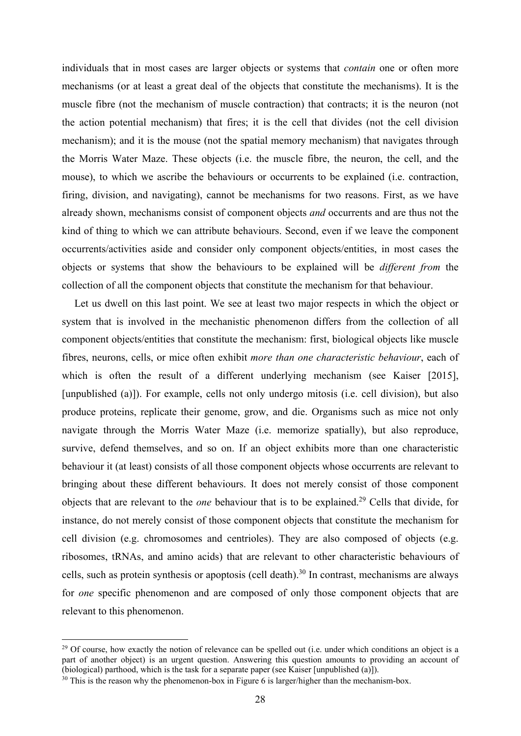individuals that in most cases are larger objects or systems that *contain* one or often more mechanisms (or at least a great deal of the objects that constitute the mechanisms). It is the muscle fibre (not the mechanism of muscle contraction) that contracts; it is the neuron (not the action potential mechanism) that fires; it is the cell that divides (not the cell division mechanism); and it is the mouse (not the spatial memory mechanism) that navigates through the Morris Water Maze. These objects (i.e. the muscle fibre, the neuron, the cell, and the mouse), to which we ascribe the behaviours or occurrents to be explained (i.e. contraction, firing, division, and navigating), cannot be mechanisms for two reasons. First, as we have already shown, mechanisms consist of component objects *and* occurrents and are thus not the kind of thing to which we can attribute behaviours. Second, even if we leave the component occurrents/activities aside and consider only component objects/entities, in most cases the objects or systems that show the behaviours to be explained will be *different from* the collection of all the component objects that constitute the mechanism for that behaviour.

Let us dwell on this last point. We see at least two major respects in which the object or system that is involved in the mechanistic phenomenon differs from the collection of all component objects/entities that constitute the mechanism: first, biological objects like muscle fibres, neurons, cells, or mice often exhibit *more than one characteristic behaviour*, each of which is often the result of a different underlying mechanism (see Kaiser [2015], [unpublished (a)]). For example, cells not only undergo mitosis (i.e. cell division), but also produce proteins, replicate their genome, grow, and die. Organisms such as mice not only navigate through the Morris Water Maze (i.e. memorize spatially), but also reproduce, survive, defend themselves, and so on. If an object exhibits more than one characteristic behaviour it (at least) consists of all those component objects whose occurrents are relevant to bringing about these different behaviours. It does not merely consist of those component objects that are relevant to the *one* behaviour that is to be explained.[29] Cells that divide, for instance, do not merely consist of those component objects that constitute the mechanism for cell division (e.g. chromosomes and centrioles). They are also composed of objects (e.g. ribosomes, tRNAs, and amino acids) that are relevant to other characteristic behaviours of cells, such as protein synthesis or apoptosis (cell death).[30] In contrast, mechanisms are always for *one* specific phenomenon and are composed of only those component objects that are relevant to this phenomenon.

---

[29] Of course, how exactly the notion of relevance can be spelled out (i.e. under which conditions an object is a part of another object) is an urgent question. Answering this question amounts to providing an account of (biological) parthood, which is the task for a separate paper (see Kaiser [unpublished (a)]).

[30] This is the reason why the phenomenon-box in Figure 6 is larger/higher than the mechanism-box.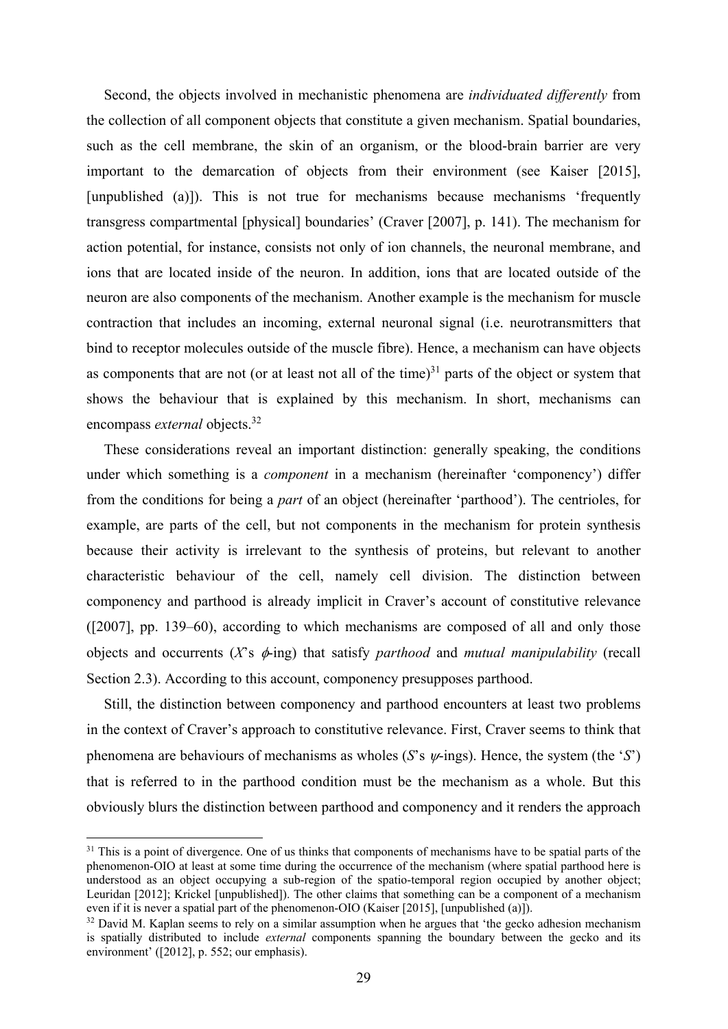Second, the objects involved in mechanistic phenomena are *individuated differently* from the collection of all component objects that constitute a given mechanism. Spatial boundaries, such as the cell membrane, the skin of an organism, or the blood-brain barrier are very important to the demarcation of objects from their environment (see Kaiser [2015], [unpublished (a)]). This is not true for mechanisms because mechanisms 'frequently transgress compartmental [physical] boundaries' (Craver [2007], p. 141). The mechanism for action potential, for instance, consists not only of ion channels, the neuronal membrane, and ions that are located inside of the neuron. In addition, ions that are located outside of the neuron are also components of the mechanism. Another example is the mechanism for muscle contraction that includes an incoming, external neuronal signal (i.e. neurotransmitters that bind to receptor molecules outside of the muscle fibre). Hence, a mechanism can have objects as components that are not (or at least not all of the time)[31] parts of the object or system that shows the behaviour that is explained by this mechanism. In short, mechanisms can encompass *external* objects.[32]

These considerations reveal an important distinction: generally speaking, the conditions under which something is a *component* in a mechanism (hereinafter 'componency') differ from the conditions for being a *part* of an object (hereinafter 'parthood'). The centrioles, for example, are parts of the cell, but not components in the mechanism for protein synthesis because their activity is irrelevant to the synthesis of proteins, but relevant to another characteristic behaviour of the cell, namely cell division. The distinction between componency and parthood is already implicit in Craver's account of constitutive relevance ([2007], pp. 139–60), according to which mechanisms are composed of all and only those objects and occurrents ($X$'s $\phi$-ing) that satisfy *parthood* and *mutual manipulability* (recall Section 2.3). According to this account, componency presupposes parthood.

Still, the distinction between componency and parthood encounters at least two problems in the context of Craver's approach to constitutive relevance. First, Craver seems to think that phenomena are behaviours of mechanisms as wholes ($S$'s $\psi$-ings). Hence, the system (the '$S$') that is referred to in the parthood condition must be the mechanism as a whole. But this obviously blurs the distinction between parthood and componency and it renders the approach

---

[31] This is a point of divergence. One of us thinks that components of mechanisms have to be spatial parts of the phenomenon-OIO at least at some time during the occurrence of the mechanism (where spatial parthood here is understood as an object occupying a sub-region of the spatio-temporal region occupied by another object; Leuridan [2012]; Krickel [unpublished]). The other claims that something can be a component of a mechanism even if it is never a spatial part of the phenomenon-OIO (Kaiser [2015], [unpublished (a)]).

[32] David M. Kaplan seems to rely on a similar assumption when he argues that 'the gecko adhesion mechanism is spatially distributed to include *external* components spanning the boundary between the gecko and its environment' ([2012], p. 552; our emphasis).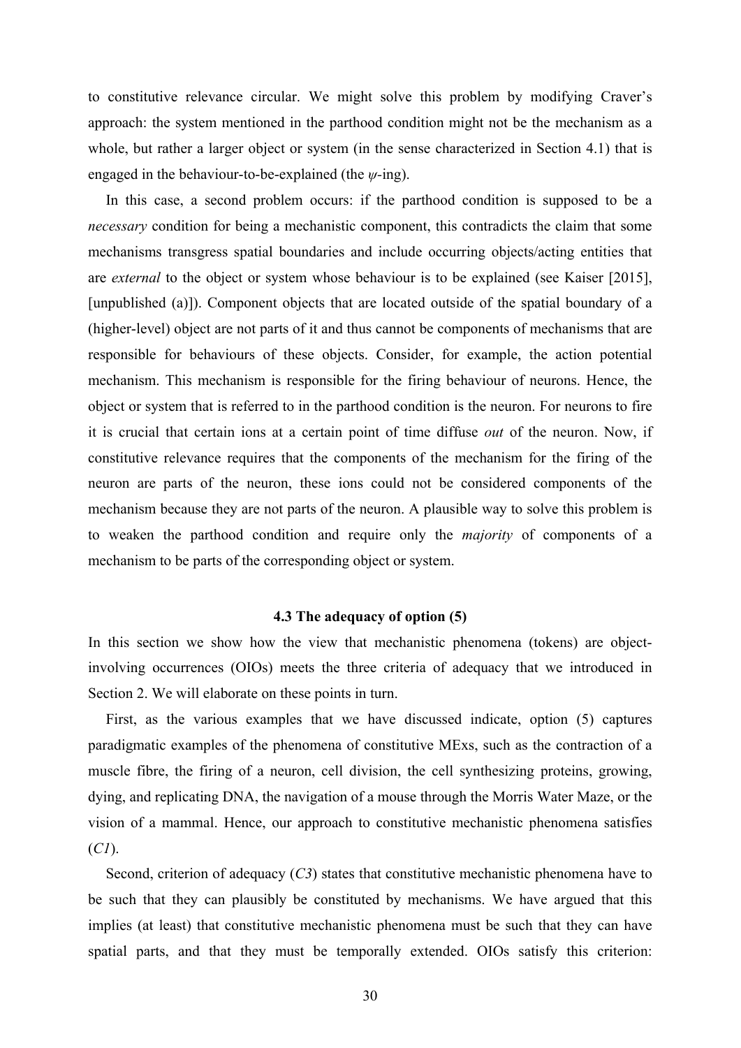to constitutive relevance circular. We might solve this problem by modifying Craver's approach: the system mentioned in the parthood condition might not be the mechanism as a whole, but rather a larger object or system (in the sense characterized in Section 4.1) that is engaged in the behaviour-to-be-explained (the $\psi$-ing).

In this case, a second problem occurs: if the parthood condition is supposed to be a *necessary* condition for being a mechanistic component, this contradicts the claim that some mechanisms transgress spatial boundaries and include occurring objects/acting entities that are *external* to the object or system whose behaviour is to be explained (see Kaiser [2015], [unpublished (a)]). Component objects that are located outside of the spatial boundary of a (higher-level) object are not parts of it and thus cannot be components of mechanisms that are responsible for behaviours of these objects. Consider, for example, the action potential mechanism. This mechanism is responsible for the firing behaviour of neurons. Hence, the object or system that is referred to in the parthood condition is the neuron. For neurons to fire it is crucial that certain ions at a certain point of time diffuse *out* of the neuron. Now, if constitutive relevance requires that the components of the mechanism for the firing of the neuron are parts of the neuron, these ions could not be considered components of the mechanism because they are not parts of the neuron. A plausible way to solve this problem is to weaken the parthood condition and require only the *majority* of components of a mechanism to be parts of the corresponding object or system.

### 4.3 The adequacy of option (5)

In this section we show how the view that mechanistic phenomena (tokens) are object-involving occurrences (OIOs) meets the three criteria of adequacy that we introduced in Section 2. We will elaborate on these points in turn.

First, as the various examples that we have discussed indicate, option (5) captures paradigmatic examples of the phenomena of constitutive MExs, such as the contraction of a muscle fibre, the firing of a neuron, cell division, the cell synthesizing proteins, growing, dying, and replicating DNA, the navigation of a mouse through the Morris Water Maze, or the vision of a mammal. Hence, our approach to constitutive mechanistic phenomena satisfies (*C1*).

Second, criterion of adequacy (*C3*) states that constitutive mechanistic phenomena have to be such that they can plausibly be constituted by mechanisms. We have argued that this implies (at least) that constitutive mechanistic phenomena must be such that they can have spatial parts, and that they must be temporally extended. OIOs satisfy this criterion: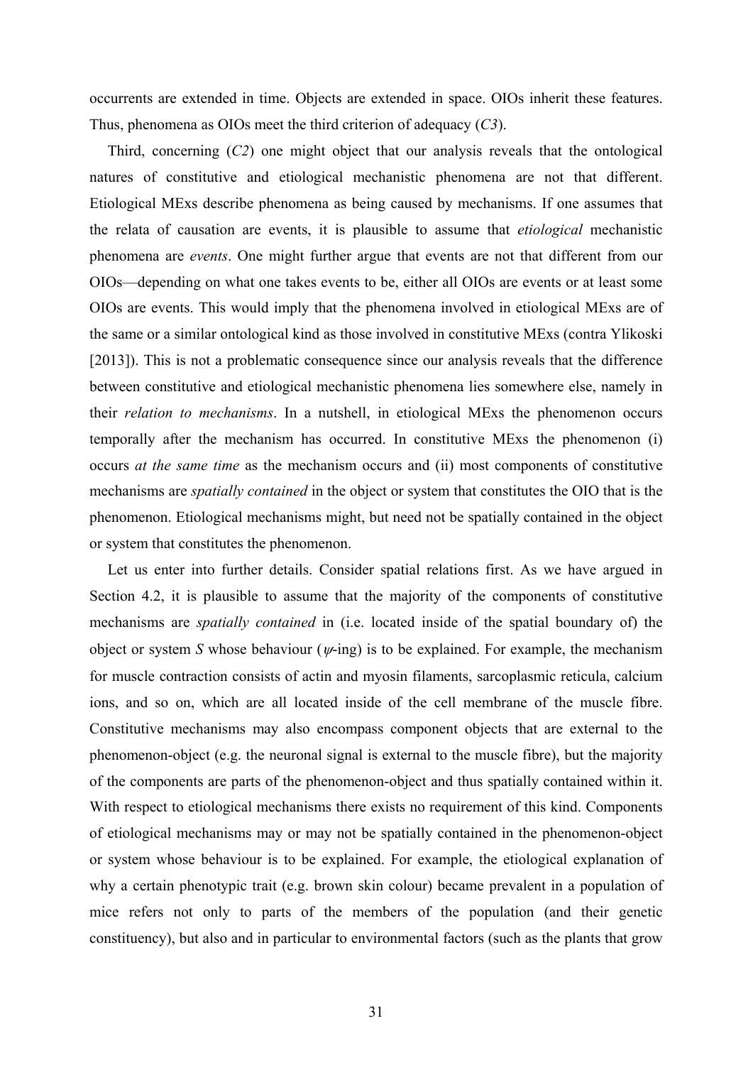occurrents are extended in time. Objects are extended in space. OIOs inherit these features. Thus, phenomena as OIOs meet the third criterion of adequacy (*C3*).

Third, concerning (*C2*) one might object that our analysis reveals that the ontological natures of constitutive and etiological mechanistic phenomena are not that different. Etiological MExs describe phenomena as being caused by mechanisms. If one assumes that the relata of causation are events, it is plausible to assume that *etiological* mechanistic phenomena are *events*. One might further argue that events are not that different from our OIOs—depending on what one takes events to be, either all OIOs are events or at least some OIOs are events. This would imply that the phenomena involved in etiological MExs are of the same or a similar ontological kind as those involved in constitutive MExs (contra Ylikoski [2013]). This is not a problematic consequence since our analysis reveals that the difference between constitutive and etiological mechanistic phenomena lies somewhere else, namely in their *relation to mechanisms*. In a nutshell, in etiological MExs the phenomenon occurs temporally after the mechanism has occurred. In constitutive MExs the phenomenon (i) occurs *at the same time* as the mechanism occurs and (ii) most components of constitutive mechanisms are *spatially contained* in the object or system that constitutes the OIO that is the phenomenon. Etiological mechanisms might, but need not be spatially contained in the object or system that constitutes the phenomenon.

Let us enter into further details. Consider spatial relations first. As we have argued in Section 4.2, it is plausible to assume that the majority of the components of constitutive mechanisms are *spatially contained* in (i.e. located inside of the spatial boundary of) the object or system *S* whose behaviour ($\psi$-ing) is to be explained. For example, the mechanism for muscle contraction consists of actin and myosin filaments, sarcoplasmic reticula, calcium ions, and so on, which are all located inside of the cell membrane of the muscle fibre. Constitutive mechanisms may also encompass component objects that are external to the phenomenon-object (e.g. the neuronal signal is external to the muscle fibre), but the majority of the components are parts of the phenomenon-object and thus spatially contained within it. With respect to etiological mechanisms there exists no requirement of this kind. Components of etiological mechanisms may or may not be spatially contained in the phenomenon-object or system whose behaviour is to be explained. For example, the etiological explanation of why a certain phenotypic trait (e.g. brown skin colour) became prevalent in a population of mice refers not only to parts of the members of the population (and their genetic constituency), but also and in particular to environmental factors (such as the plants that grow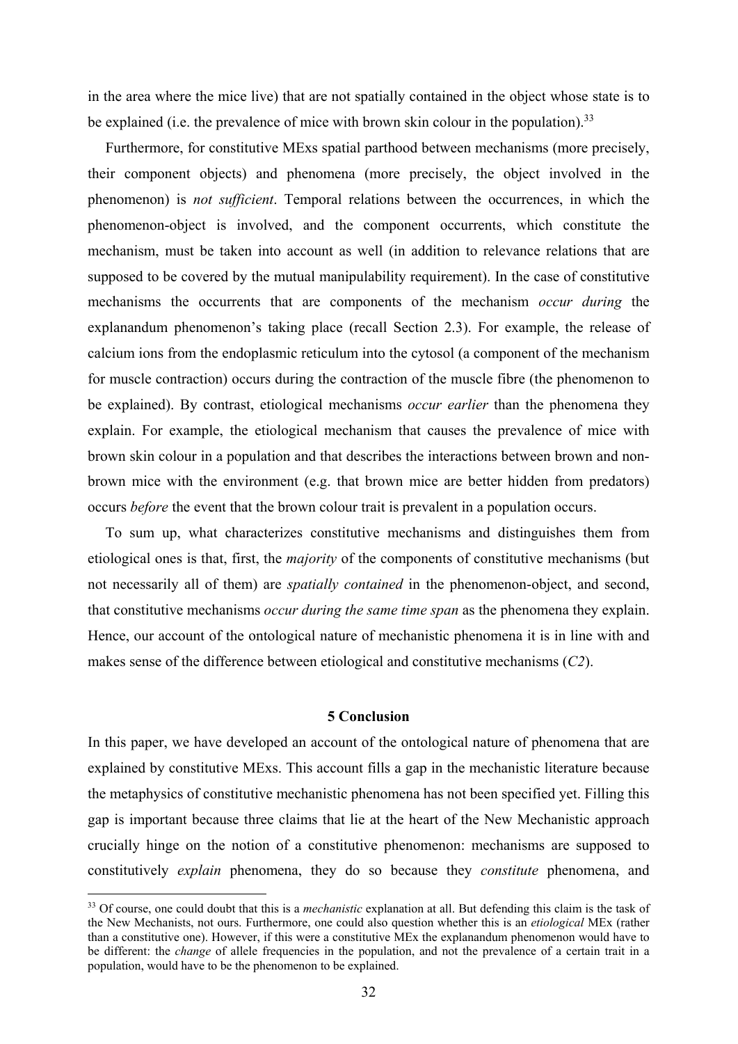in the area where the mice live) that are not spatially contained in the object whose state is to be explained (i.e. the prevalence of mice with brown skin colour in the population).[33]

Furthermore, for constitutive MExs spatial parthood between mechanisms (more precisely, their component objects) and phenomena (more precisely, the object involved in the phenomenon) is *not sufficient*. Temporal relations between the occurrences, in which the phenomenon-object is involved, and the component occurrents, which constitute the mechanism, must be taken into account as well (in addition to relevance relations that are supposed to be covered by the mutual manipulability requirement). In the case of constitutive mechanisms the occurrents that are components of the mechanism *occur during* the explanandum phenomenon's taking place (recall Section 2.3). For example, the release of calcium ions from the endoplasmic reticulum into the cytosol (a component of the mechanism for muscle contraction) occurs during the contraction of the muscle fibre (the phenomenon to be explained). By contrast, etiological mechanisms *occur earlier* than the phenomena they explain. For example, the etiological mechanism that causes the prevalence of mice with brown skin colour in a population and that describes the interactions between brown and non-brown mice with the environment (e.g. that brown mice are better hidden from predators) occurs *before* the event that the brown colour trait is prevalent in a population occurs.

To sum up, what characterizes constitutive mechanisms and distinguishes them from etiological ones is that, first, the *majority* of the components of constitutive mechanisms (but not necessarily all of them) are *spatially contained* in the phenomenon-object, and second, that constitutive mechanisms *occur during the same time span* as the phenomena they explain. Hence, our account of the ontological nature of mechanistic phenomena it is in line with and makes sense of the difference between etiological and constitutive mechanisms (*C2*).

## 5 Conclusion

In this paper, we have developed an account of the ontological nature of phenomena that are explained by constitutive MExs. This account fills a gap in the mechanistic literature because the metaphysics of constitutive mechanistic phenomena has not been specified yet. Filling this gap is important because three claims that lie at the heart of the New Mechanistic approach crucially hinge on the notion of a constitutive phenomenon: mechanisms are supposed to constitutively *explain* phenomena, they do so because they *constitute* phenomena, and

[33] Of course, one could doubt that this is a *mechanistic* explanation at all. But defending this claim is the task of the New Mechanists, not ours. Furthermore, one could also question whether this is an *etiological* MEx (rather than a constitutive one). However, if this were a constitutive MEx the explanandum phenomenon would have to be different: the *change* of allele frequencies in the population, and not the prevalence of a certain trait in a population, would have to be the phenomenon to be explained.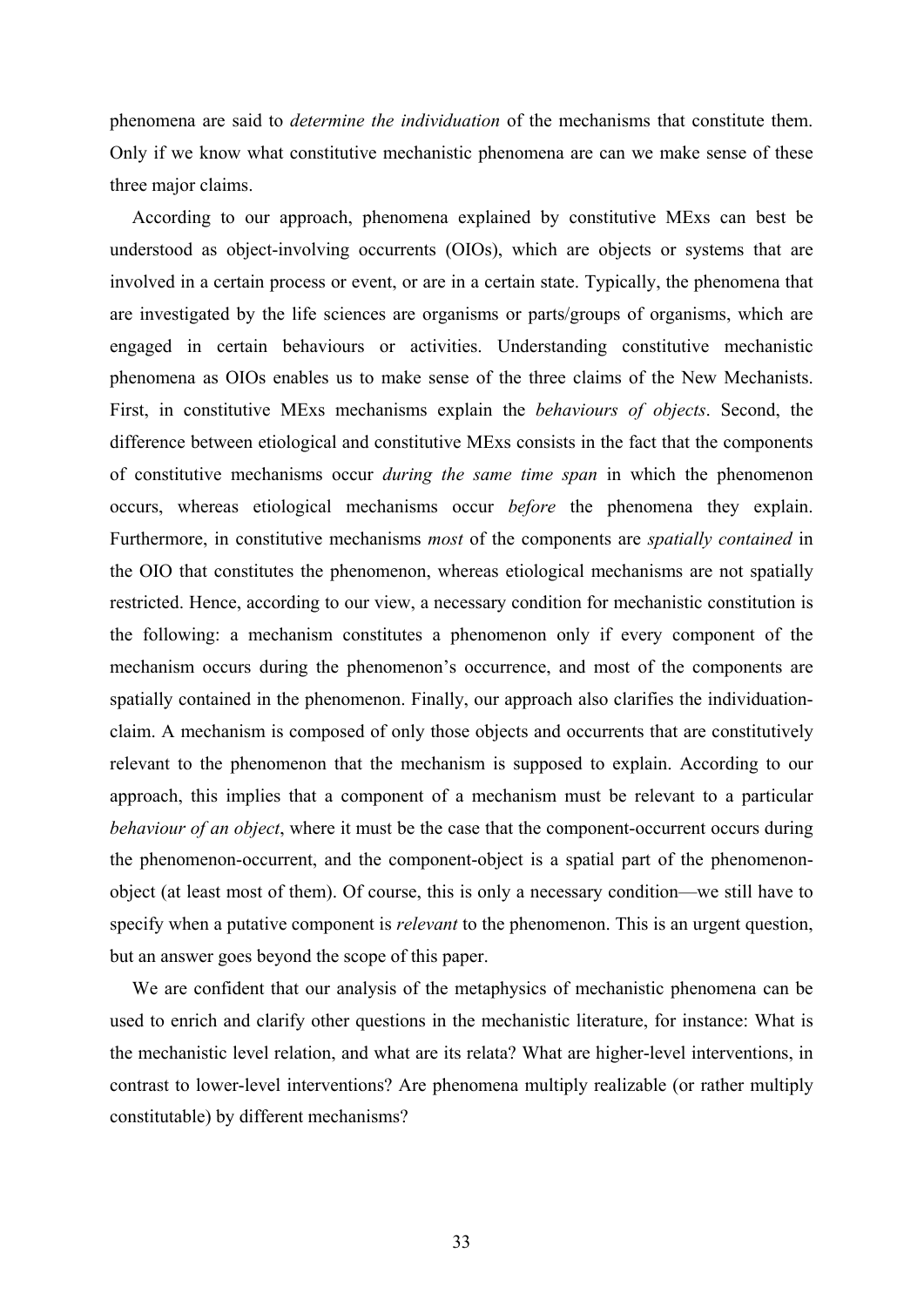phenomena are said to *determine the individuation* of the mechanisms that constitute them. Only if we know what constitutive mechanistic phenomena are can we make sense of these three major claims.

According to our approach, phenomena explained by constitutive MExs can best be understood as object-involving occurrents (OIOs), which are objects or systems that are involved in a certain process or event, or are in a certain state. Typically, the phenomena that are investigated by the life sciences are organisms or parts/groups of organisms, which are engaged in certain behaviours or activities. Understanding constitutive mechanistic phenomena as OIOs enables us to make sense of the three claims of the New Mechanists. First, in constitutive MExs mechanisms explain the *behaviours of objects*. Second, the difference between etiological and constitutive MExs consists in the fact that the components of constitutive mechanisms occur *during the same time span* in which the phenomenon occurs, whereas etiological mechanisms occur *before* the phenomena they explain. Furthermore, in constitutive mechanisms *most* of the components are *spatially contained* in the OIO that constitutes the phenomenon, whereas etiological mechanisms are not spatially restricted. Hence, according to our view, a necessary condition for mechanistic constitution is the following: a mechanism constitutes a phenomenon only if every component of the mechanism occurs during the phenomenon's occurrence, and most of the components are spatially contained in the phenomenon. Finally, our approach also clarifies the individuation-claim. A mechanism is composed of only those objects and occurrents that are constitutively relevant to the phenomenon that the mechanism is supposed to explain. According to our approach, this implies that a component of a mechanism must be relevant to a particular *behaviour of an object*, where it must be the case that the component-occurrent occurs during the phenomenon-occurrent, and the component-object is a spatial part of the phenomenon-object (at least most of them). Of course, this is only a necessary condition—we still have to specify when a putative component is *relevant* to the phenomenon. This is an urgent question, but an answer goes beyond the scope of this paper.

We are confident that our analysis of the metaphysics of mechanistic phenomena can be used to enrich and clarify other questions in the mechanistic literature, for instance: What is the mechanistic level relation, and what are its relata? What are higher-level interventions, in contrast to lower-level interventions? Are phenomena multiply realizable (or rather multiply constitutable) by different mechanisms?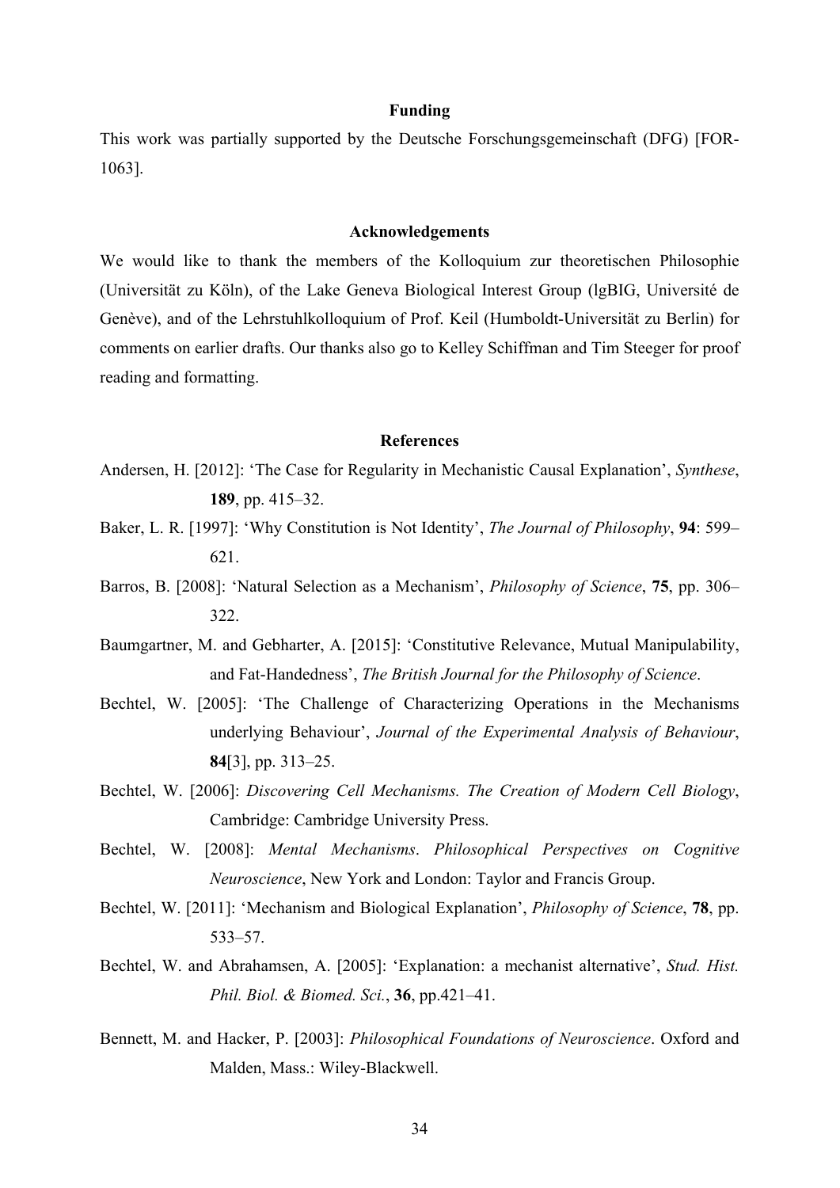## Funding

This work was partially supported by the Deutsche Forschungsgemeinschaft (DFG) [FOR-1063].

## Acknowledgements

We would like to thank the members of the Kolloquium zur theoretischen Philosophie (Universität zu Köln), of the Lake Geneva Biological Interest Group (lgBIG, Université de Genève), and of the Lehrstuhlkolloquium of Prof. Keil (Humboldt-Universität zu Berlin) for comments on earlier drafts. Our thanks also go to Kelley Schiffman and Tim Steeger for proof reading and formatting.

## References

Andersen, H. [2012]: 'The Case for Regularity in Mechanistic Causal Explanation', *Synthese*, **189**, pp. 415–32.

Baker, L. R. [1997]: 'Why Constitution is Not Identity', *The Journal of Philosophy*, **94**: 599–621.

Barros, B. [2008]: 'Natural Selection as a Mechanism', *Philosophy of Science*, **75**, pp. 306–322.

Baumgartner, M. and Gebharter, A. [2015]: 'Constitutive Relevance, Mutual Manipulability, and Fat-Handedness', *The British Journal for the Philosophy of Science*.

Bechtel, W. [2005]: 'The Challenge of Characterizing Operations in the Mechanisms underlying Behaviour', *Journal of the Experimental Analysis of Behaviour*, **84**[3], pp. 313–25.

Bechtel, W. [2006]: *Discovering Cell Mechanisms. The Creation of Modern Cell Biology*, Cambridge: Cambridge University Press.

Bechtel, W. [2008]: *Mental Mechanisms*. *Philosophical Perspectives on Cognitive Neuroscience*, New York and London: Taylor and Francis Group.

Bechtel, W. [2011]: 'Mechanism and Biological Explanation', *Philosophy of Science*, **78**, pp. 533–57.

Bechtel, W. and Abrahamsen, A. [2005]: 'Explanation: a mechanist alternative', *Stud. Hist. Phil. Biol. & Biomed. Sci.*, **36**, pp.421–41.

Bennett, M. and Hacker, P. [2003]: *Philosophical Foundations of Neuroscience*. Oxford and Malden, Mass.: Wiley-Blackwell.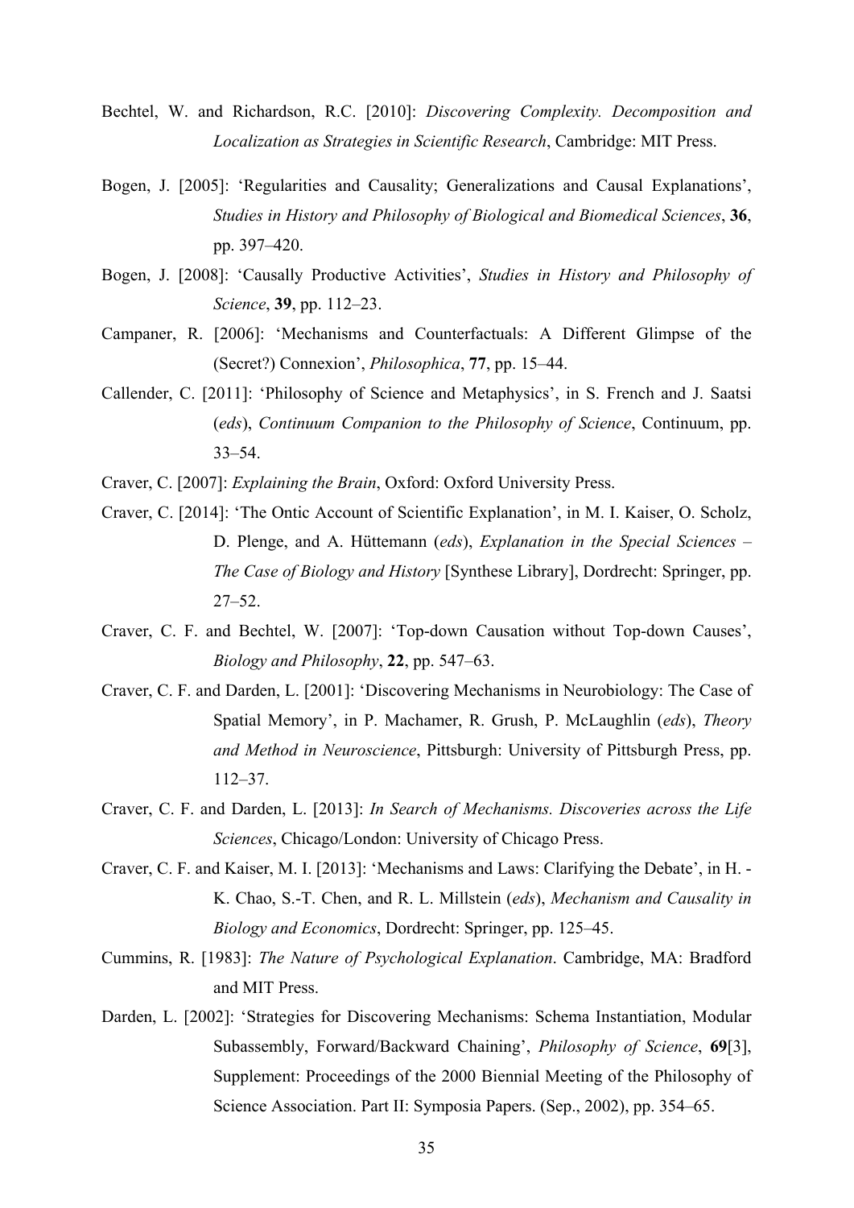Bechtel, W. and Richardson, R.C. [2010]: *Discovering Complexity. Decomposition and Localization as Strategies in Scientific Research*, Cambridge: MIT Press.

Bogen, J. [2005]: 'Regularities and Causality; Generalizations and Causal Explanations', *Studies in History and Philosophy of Biological and Biomedical Sciences*, **36**, pp. 397–420.

Bogen, J. [2008]: 'Causally Productive Activities', *Studies in History and Philosophy of Science*, **39**, pp. 112–23.

Campaner, R. [2006]: 'Mechanisms and Counterfactuals: A Different Glimpse of the (Secret?) Connexion', *Philosophica*, **77**, pp. 15–44.

Callender, C. [2011]: 'Philosophy of Science and Metaphysics', in S. French and J. Saatsi (*eds*), *Continuum Companion to the Philosophy of Science*, Continuum, pp. 33–54.

Craver, C. [2007]: *Explaining the Brain*, Oxford: Oxford University Press.

Craver, C. [2014]: 'The Ontic Account of Scientific Explanation', in M. I. Kaiser, O. Scholz, D. Plenge, and A. Hüttemann (*eds*), *Explanation in the Special Sciences – The Case of Biology and History* [Synthese Library], Dordrecht: Springer, pp. 27–52.

Craver, C. F. and Bechtel, W. [2007]: 'Top-down Causation without Top-down Causes', *Biology and Philosophy*, **22**, pp. 547–63.

Craver, C. F. and Darden, L. [2001]: 'Discovering Mechanisms in Neurobiology: The Case of Spatial Memory', in P. Machamer, R. Grush, P. McLaughlin (*eds*), *Theory and Method in Neuroscience*, Pittsburgh: University of Pittsburgh Press, pp. 112–37.

Craver, C. F. and Darden, L. [2013]: *In Search of Mechanisms. Discoveries across the Life Sciences*, Chicago/London: University of Chicago Press.

Craver, C. F. and Kaiser, M. I. [2013]: 'Mechanisms and Laws: Clarifying the Debate', in H. -K. Chao, S.-T. Chen, and R. L. Millstein (*eds*), *Mechanism and Causality in Biology and Economics*, Dordrecht: Springer, pp. 125–45.

Cummins, R. [1983]: *The Nature of Psychological Explanation*. Cambridge, MA: Bradford and MIT Press.

Darden, L. [2002]: 'Strategies for Discovering Mechanisms: Schema Instantiation, Modular Subassembly, Forward/Backward Chaining', *Philosophy of Science*, **69**[3], Supplement: Proceedings of the 2000 Biennial Meeting of the Philosophy of Science Association. Part II: Symposia Papers. (Sep., 2002), pp. 354–65.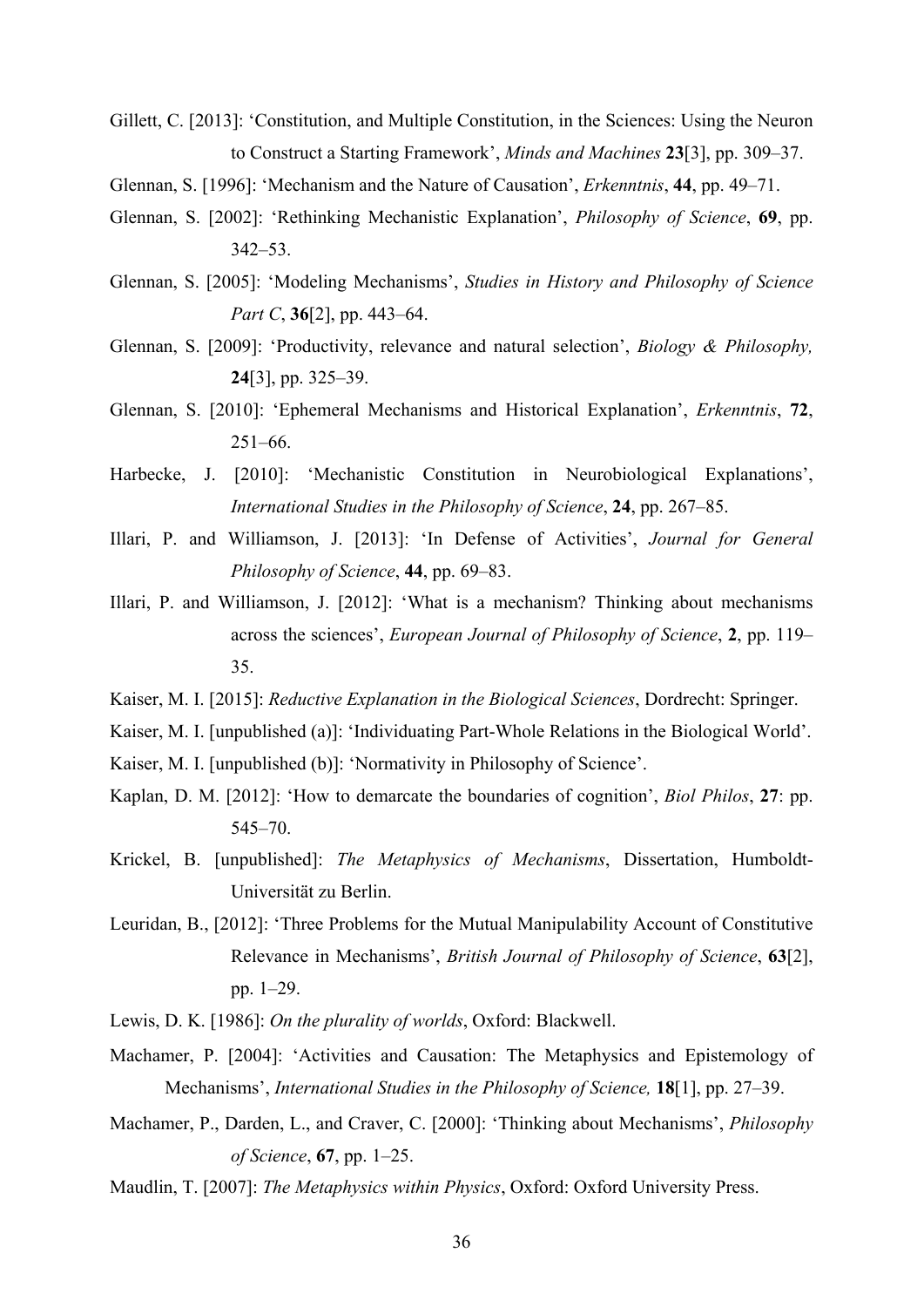Gillett, C. [2013]: 'Constitution, and Multiple Constitution, in the Sciences: Using the Neuron to Construct a Starting Framework', *Minds and Machines* **23**[3], pp. 309–37.

Glennan, S. [1996]: 'Mechanism and the Nature of Causation', *Erkenntnis*, **44**, pp. 49–71.

Glennan, S. [2002]: 'Rethinking Mechanistic Explanation', *Philosophy of Science*, **69**, pp. 342–53.

Glennan, S. [2005]: 'Modeling Mechanisms', *Studies in History and Philosophy of Science Part C*, **36**[2], pp. 443–64.

Glennan, S. [2009]: 'Productivity, relevance and natural selection', *Biology & Philosophy,* **24**[3], pp. 325–39.

Glennan, S. [2010]: 'Ephemeral Mechanisms and Historical Explanation', *Erkenntnis*, **72**, 251–66.

Harbecke, J. [2010]: 'Mechanistic Constitution in Neurobiological Explanations', *International Studies in the Philosophy of Science*, **24**, pp. 267–85.

Illari, P. and Williamson, J. [2013]: 'In Defense of Activities', *Journal for General Philosophy of Science*, **44**, pp. 69–83.

Illari, P. and Williamson, J. [2012]: 'What is a mechanism? Thinking about mechanisms across the sciences', *European Journal of Philosophy of Science*, **2**, pp. 119–35.

Kaiser, M. I. [2015]: *Reductive Explanation in the Biological Sciences*, Dordrecht: Springer.

Kaiser, M. I. [unpublished (a)]: 'Individuating Part-Whole Relations in the Biological World'.

Kaiser, M. I. [unpublished (b)]: 'Normativity in Philosophy of Science'.

Kaplan, D. M. [2012]: 'How to demarcate the boundaries of cognition', *Biol Philos*, **27**: pp. 545–70.

Krickel, B. [unpublished]: *The Metaphysics of Mechanisms*, Dissertation, Humboldt-Universität zu Berlin.

Leuridan, B., [2012]: 'Three Problems for the Mutual Manipulability Account of Constitutive Relevance in Mechanisms', *British Journal of Philosophy of Science*, **63**[2], pp. 1–29.

Lewis, D. K. [1986]: *On the plurality of worlds*, Oxford: Blackwell.

Machamer, P. [2004]: 'Activities and Causation: The Metaphysics and Epistemology of Mechanisms', *International Studies in the Philosophy of Science,* **18**[1], pp. 27–39.

Machamer, P., Darden, L., and Craver, C. [2000]: 'Thinking about Mechanisms', *Philosophy of Science*, **67**, pp. 1–25.

Maudlin, T. [2007]: *The Metaphysics within Physics*, Oxford: Oxford University Press.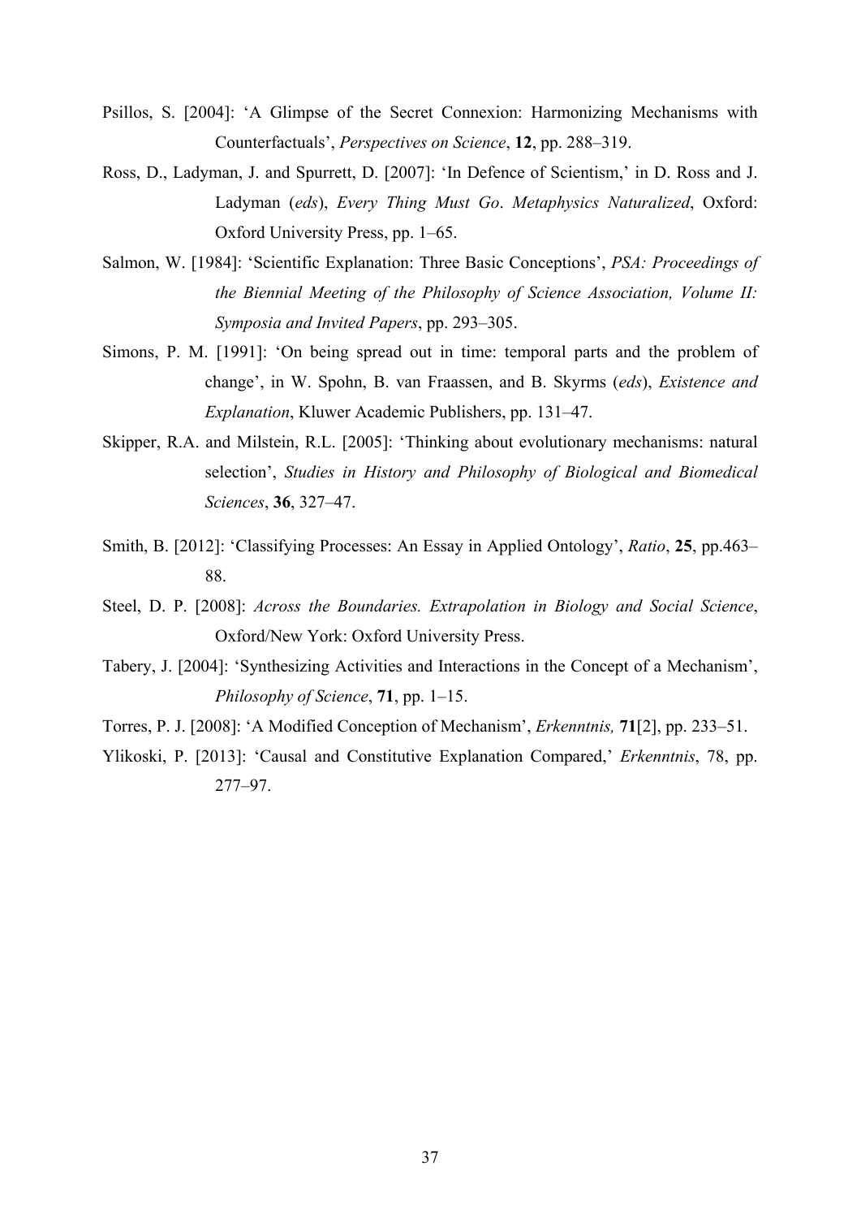Psillos, S. [2004]: ‘A Glimpse of the Secret Connexion: Harmonizing Mechanisms with Counterfactuals’, *Perspectives on Science*, **12**, pp. 288–319.

Ross, D., Ladyman, J. and Spurrett, D. [2007]: ‘In Defence of Scientism,’ in D. Ross and J. Ladyman (*eds*), *Every Thing Must Go*. *Metaphysics Naturalized*, Oxford: Oxford University Press, pp. 1–65.

Salmon, W. [1984]: ‘Scientific Explanation: Three Basic Conceptions’, *PSA: Proceedings of the Biennial Meeting of the Philosophy of Science Association, Volume II: Symposia and Invited Papers*, pp. 293–305.

Simons, P. M. [1991]: ‘On being spread out in time: temporal parts and the problem of change’, in W. Spohn, B. van Fraassen, and B. Skyrms (*eds*), *Existence and Explanation*, Kluwer Academic Publishers, pp. 131–47.

Skipper, R.A. and Milstein, R.L. [2005]: ‘Thinking about evolutionary mechanisms: natural selection’, *Studies in History and Philosophy of Biological and Biomedical Sciences*, **36**, 327–47.

Smith, B. [2012]: ‘Classifying Processes: An Essay in Applied Ontology’, *Ratio*, **25**, pp.463–88.

Steel, D. P. [2008]: *Across the Boundaries. Extrapolation in Biology and Social Science*, Oxford/New York: Oxford University Press.

Tabery, J. [2004]: ‘Synthesizing Activities and Interactions in the Concept of a Mechanism’, *Philosophy of Science*, **71**, pp. 1–15.

Torres, P. J. [2008]: ‘A Modified Conception of Mechanism’, *Erkenntnis,* **71**[2], pp. 233–51.

Ylikoski, P. [2013]: ‘Causal and Constitutive Explanation Compared,’ *Erkenntnis*, 78, pp. 277–97.